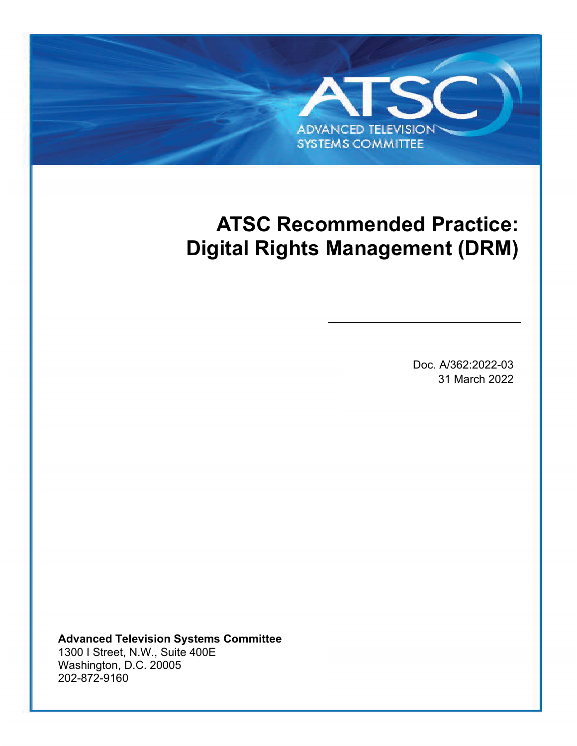ATSC

ADVANCED TELEVISION SYSTEMS COMMITTEE

# ATSC Recommended Practice: Digital Rights Management (DRM)

Doc. A/362:2022-03
31 March 2022

**Advanced Television Systems Committee**
1300 I Street, N.W., Suite 400E
Washington, D.C. 20005
202-872-9160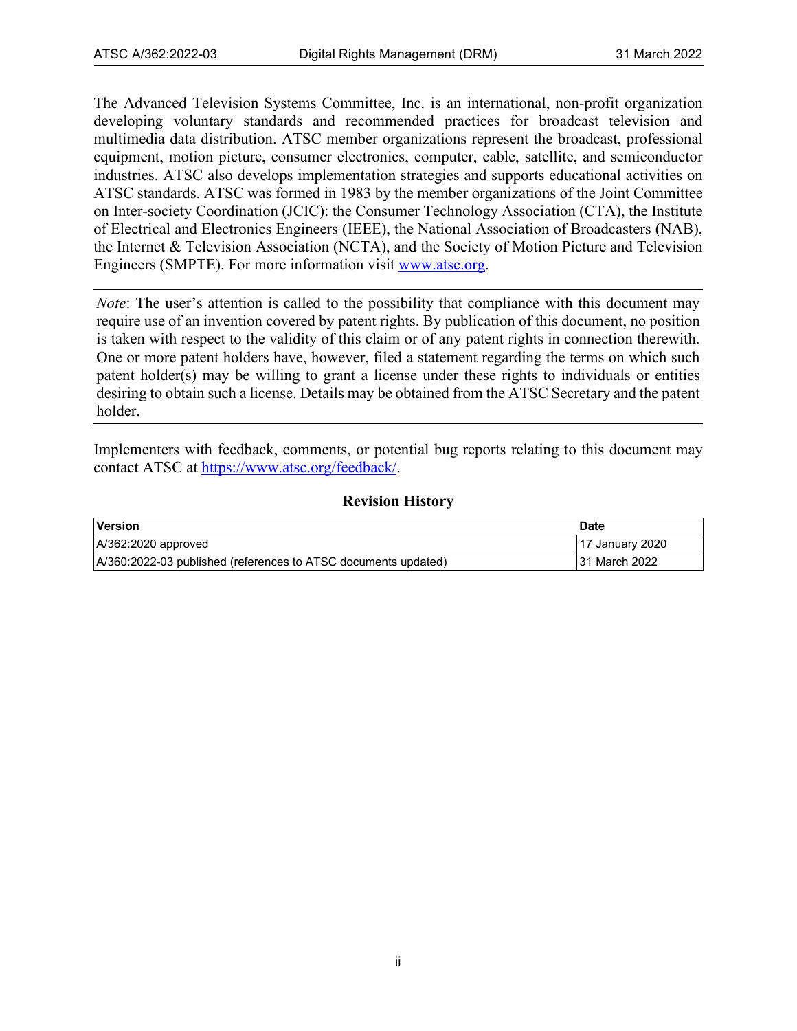The Advanced Television Systems Committee, Inc. is an international, non-profit organization developing voluntary standards and recommended practices for broadcast television and multimedia data distribution. ATSC member organizations represent the broadcast, professional equipment, motion picture, consumer electronics, computer, cable, satellite, and semiconductor industries. ATSC also develops implementation strategies and supports educational activities on ATSC standards. ATSC was formed in 1983 by the member organizations of the Joint Committee on Inter-society Coordination (JCIC): the Consumer Technology Association (CTA), the Institute of Electrical and Electronics Engineers (IEEE), the National Association of Broadcasters (NAB), the Internet & Television Association (NCTA), and the Society of Motion Picture and Television Engineers (SMPTE). For more information visit www.atsc.org.

---

*Note*: The user's attention is called to the possibility that compliance with this document may require use of an invention covered by patent rights. By publication of this document, no position is taken with respect to the validity of this claim or of any patent rights in connection therewith. One or more patent holders have, however, filed a statement regarding the terms on which such patent holder(s) may be willing to grant a license under these rights to individuals or entities desiring to obtain such a license. Details may be obtained from the ATSC Secretary and the patent holder.

---

Implementers with feedback, comments, or potential bug reports relating to this document may contact ATSC at https://www.atsc.org/feedback/.

**Revision History**

| Version | Date |
|---|---|
| A/362:2020 approved | 17 January 2020 |
| A/360:2022-03 published (references to ATSC documents updated) | 31 March 2022 |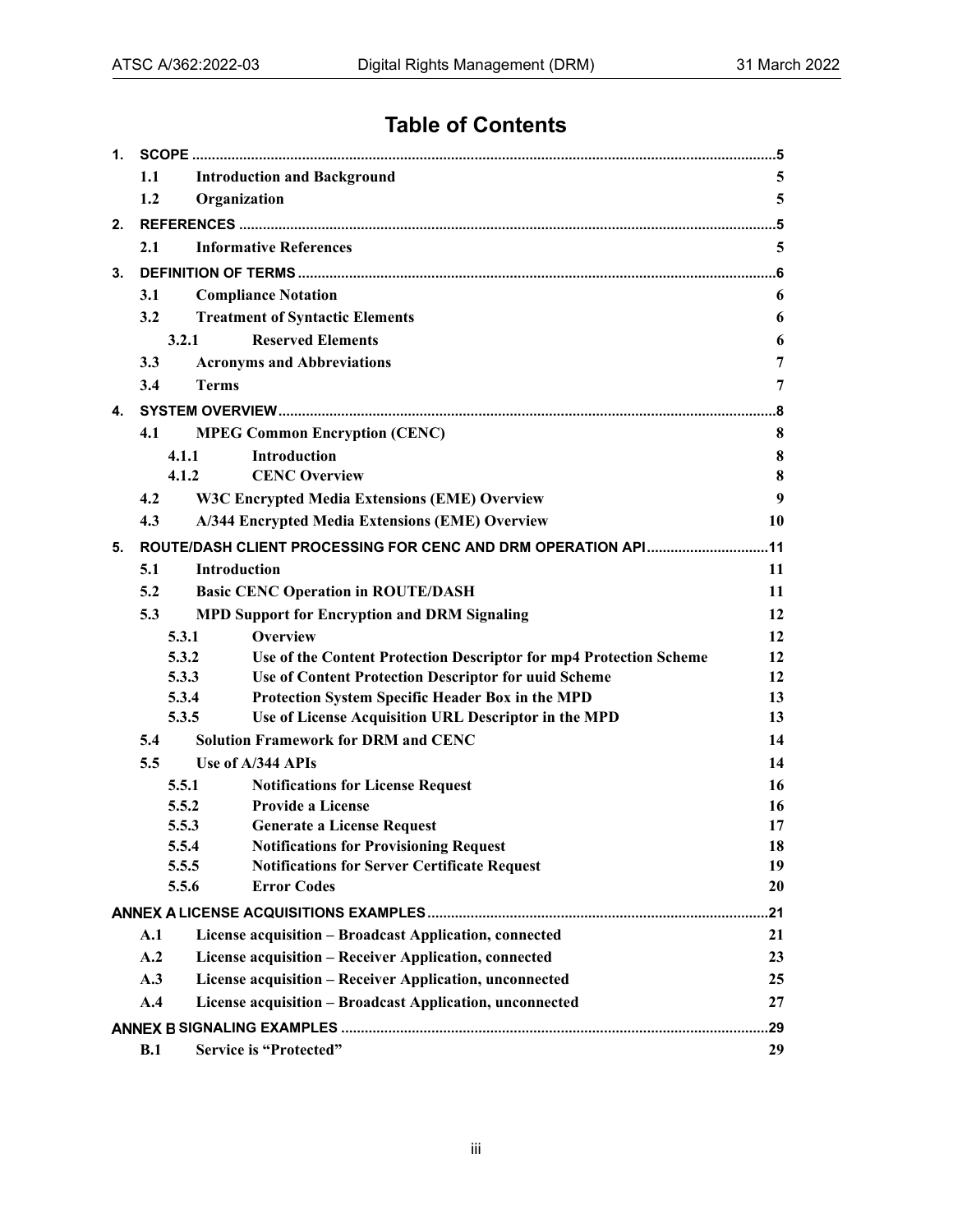# Table of Contents

1. SCOPE .....5
   - 1.1 Introduction and Background 5
   - 1.2 Organization 5
2. REFERENCES .....5
   - 2.1 Informative References 5
3. DEFINITION OF TERMS .....6
   - 3.1 Compliance Notation 6
   - 3.2 Treatment of Syntactic Elements 6
     - 3.2.1 Reserved Elements 6
   - 3.3 Acronyms and Abbreviations 7
   - 3.4 Terms 7
4. SYSTEM OVERVIEW .....8
   - 4.1 MPEG Common Encryption (CENC) 8
     - 4.1.1 Introduction 8
     - 4.1.2 CENC Overview 8
   - 4.2 W3C Encrypted Media Extensions (EME) Overview 9
   - 4.3 A/344 Encrypted Media Extensions (EME) Overview 10
5. ROUTE/DASH CLIENT PROCESSING FOR CENC AND DRM OPERATION API .....11
   - 5.1 Introduction 11
   - 5.2 Basic CENC Operation in ROUTE/DASH 11
   - 5.3 MPD Support for Encryption and DRM Signaling 12
     - 5.3.1 Overview 12
     - 5.3.2 Use of the Content Protection Descriptor for mp4 Protection Scheme 12
     - 5.3.3 Use of Content Protection Descriptor for uuid Scheme 12
     - 5.3.4 Protection System Specific Header Box in the MPD 13
     - 5.3.5 Use of License Acquisition URL Descriptor in the MPD 13
   - 5.4 Solution Framework for DRM and CENC 14
   - 5.5 Use of A/344 APIs 14
     - 5.5.1 Notifications for License Request 16
     - 5.5.2 Provide a License 16
     - 5.5.3 Generate a License Request 17
     - 5.5.4 Notifications for Provisioning Request 18
     - 5.5.5 Notifications for Server Certificate Request 19
     - 5.5.6 Error Codes 20

ANNEX A LICENSE ACQUISITIONS EXAMPLES .....21
   - A.1 License acquisition – Broadcast Application, connected 21
   - A.2 License acquisition – Receiver Application, connected 23
   - A.3 License acquisition – Receiver Application, unconnected 25
   - A.4 License acquisition – Broadcast Application, unconnected 27

ANNEX B SIGNALING EXAMPLES .....29
   - B.1 Service is "Protected" 29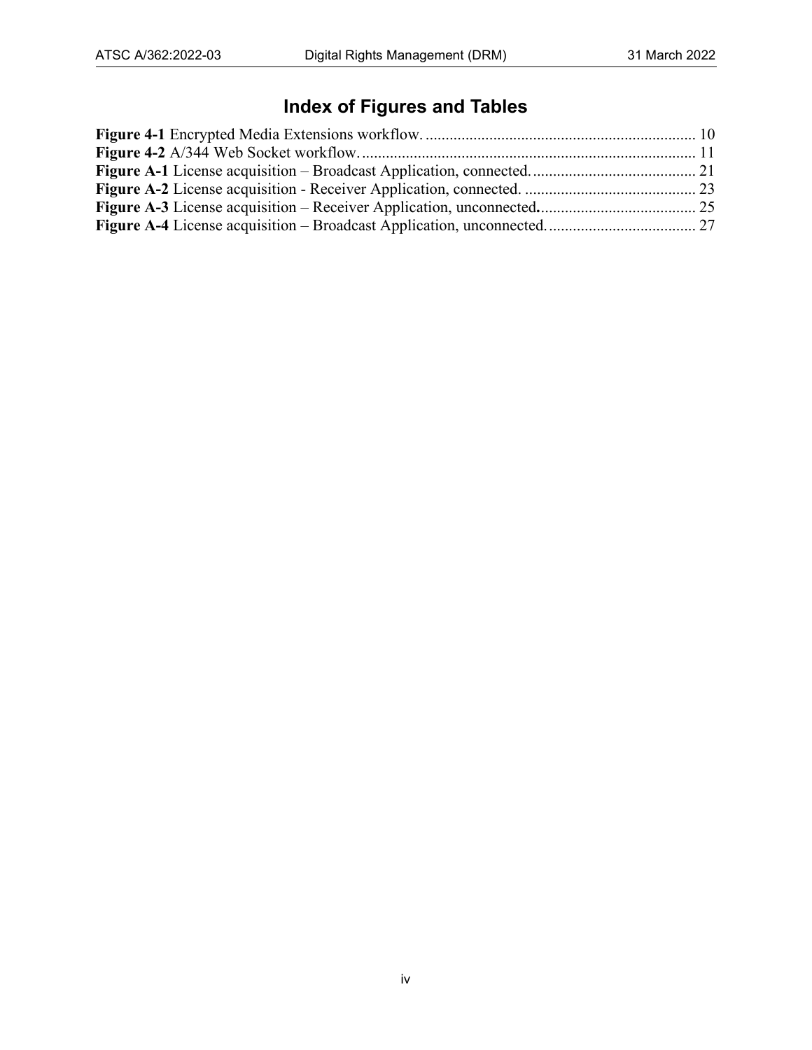# Index of Figures and Tables

**Figure 4-1** Encrypted Media Extensions workflow. .................................................................... 10
**Figure 4-2** A/344 Web Socket workflow. .................................................................................... 11
**Figure A-1** License acquisition – Broadcast Application, connected. ......................................... 21
**Figure A-2** License acquisition - Receiver Application, connected. ........................................... 23
**Figure A-3** License acquisition – Receiver Application, unconnected. ....................................... 25
**Figure A-4** License acquisition – Broadcast Application, unconnected. ..................................... 27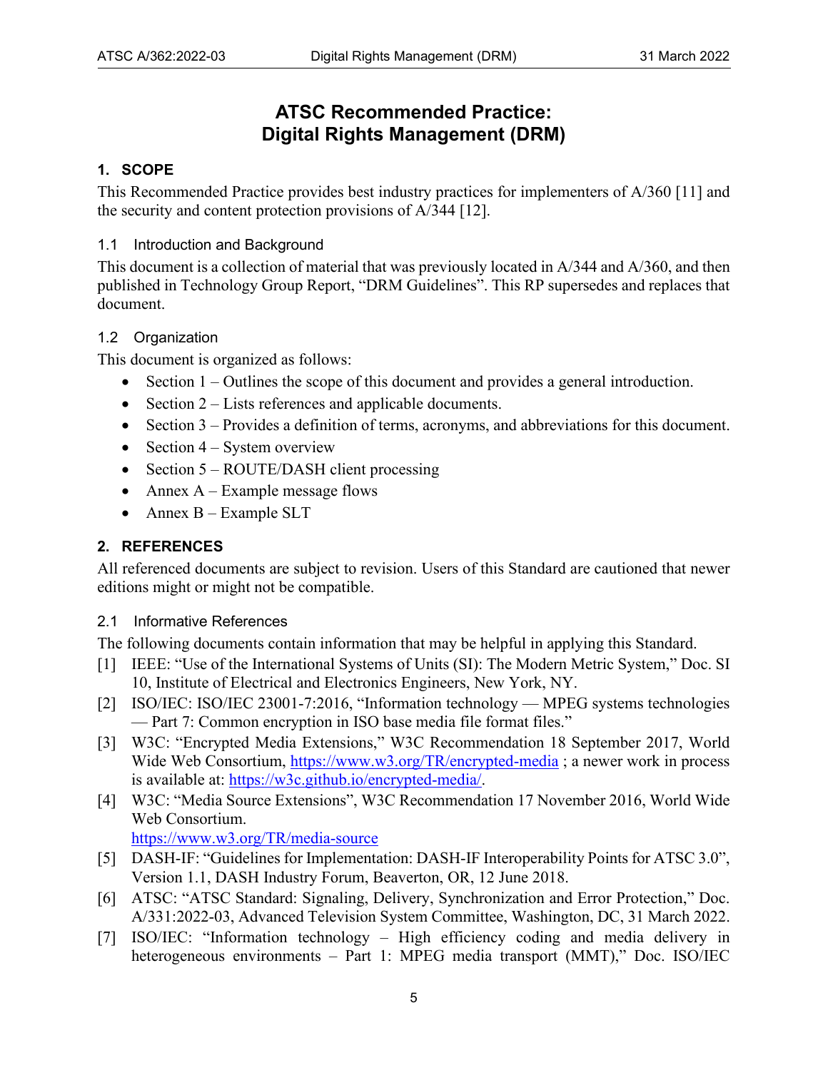# ATSC Recommended Practice: Digital Rights Management (DRM)

## 1. SCOPE

This Recommended Practice provides best industry practices for implementers of A/360 [11] and the security and content protection provisions of A/344 [12].

### 1.1 Introduction and Background

This document is a collection of material that was previously located in A/344 and A/360, and then published in Technology Group Report, "DRM Guidelines". This RP supersedes and replaces that document.

### 1.2 Organization

This document is organized as follows:

- Section 1 – Outlines the scope of this document and provides a general introduction.
- Section 2 – Lists references and applicable documents.
- Section 3 – Provides a definition of terms, acronyms, and abbreviations for this document.
- Section 4 – System overview
- Section 5 – ROUTE/DASH client processing
- Annex A – Example message flows
- Annex B – Example SLT

## 2. REFERENCES

All referenced documents are subject to revision. Users of this Standard are cautioned that newer editions might or might not be compatible.

### 2.1 Informative References

The following documents contain information that may be helpful in applying this Standard.

[1] IEEE: "Use of the International Systems of Units (SI): The Modern Metric System," Doc. SI 10, Institute of Electrical and Electronics Engineers, New York, NY.

[2] ISO/IEC: ISO/IEC 23001-7:2016, "Information technology — MPEG systems technologies — Part 7: Common encryption in ISO base media file format files."

[3] W3C: "Encrypted Media Extensions," W3C Recommendation 18 September 2017, World Wide Web Consortium, https://www.w3.org/TR/encrypted-media ; a newer work in process is available at: https://w3c.github.io/encrypted-media/.

[4] W3C: "Media Source Extensions", W3C Recommendation 17 November 2016, World Wide Web Consortium. https://www.w3.org/TR/media-source

[5] DASH-IF: "Guidelines for Implementation: DASH-IF Interoperability Points for ATSC 3.0", Version 1.1, DASH Industry Forum, Beaverton, OR, 12 June 2018.

[6] ATSC: "ATSC Standard: Signaling, Delivery, Synchronization and Error Protection," Doc. A/331:2022-03, Advanced Television System Committee, Washington, DC, 31 March 2022.

[7] ISO/IEC: "Information technology – High efficiency coding and media delivery in heterogeneous environments – Part 1: MPEG media transport (MMT)," Doc. ISO/IEC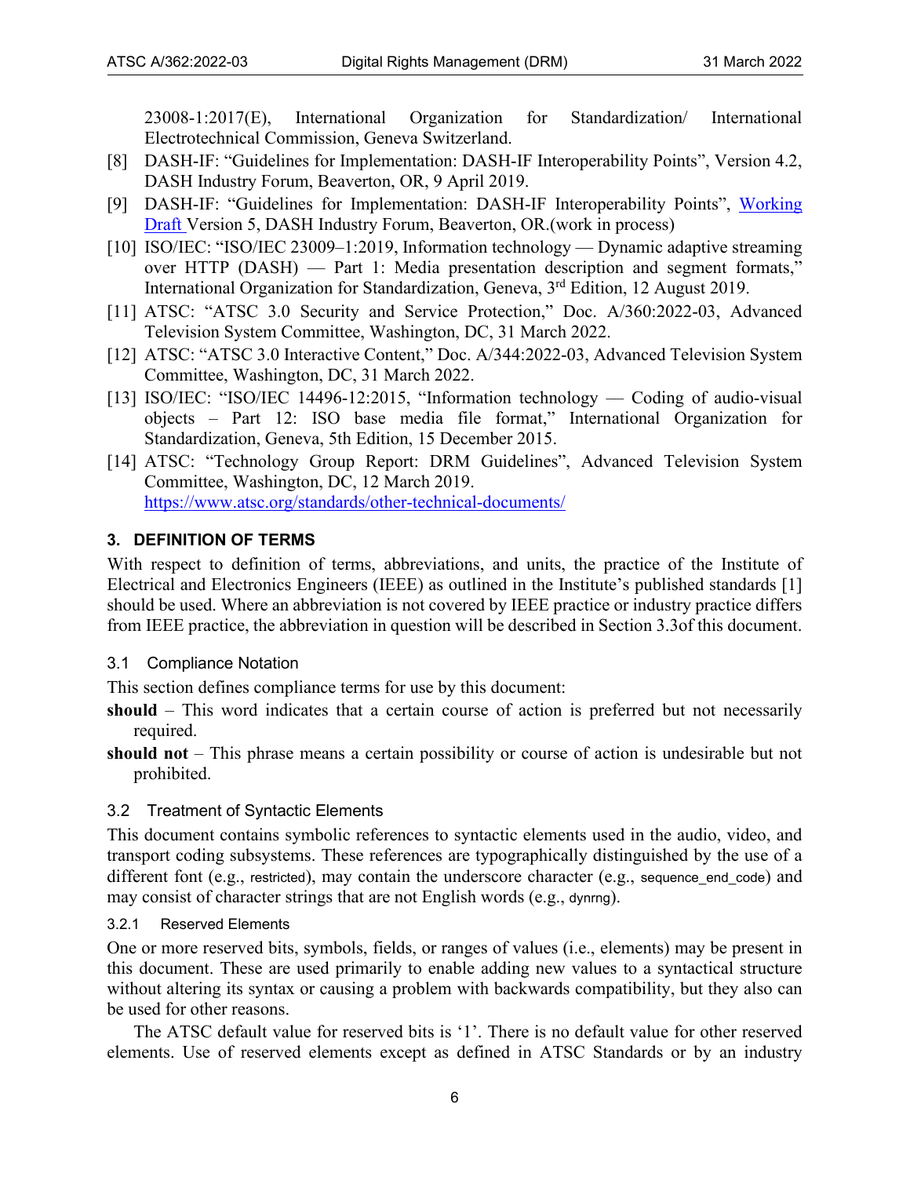23008-1:2017(E), International Organization for Standardization/ International Electrotechnical Commission, Geneva Switzerland.

[8] DASH-IF: "Guidelines for Implementation: DASH-IF Interoperability Points", Version 4.2, DASH Industry Forum, Beaverton, OR, 9 April 2019.

[9] DASH-IF: "Guidelines for Implementation: DASH-IF Interoperability Points", Working Draft Version 5, DASH Industry Forum, Beaverton, OR.(work in process)

[10] ISO/IEC: "ISO/IEC 23009–1:2019, Information technology — Dynamic adaptive streaming over HTTP (DASH) — Part 1: Media presentation description and segment formats," International Organization for Standardization, Geneva, 3rd Edition, 12 August 2019.

[11] ATSC: "ATSC 3.0 Security and Service Protection," Doc. A/360:2022-03, Advanced Television System Committee, Washington, DC, 31 March 2022.

[12] ATSC: "ATSC 3.0 Interactive Content," Doc. A/344:2022-03, Advanced Television System Committee, Washington, DC, 31 March 2022.

[13] ISO/IEC: "ISO/IEC 14496-12:2015, "Information technology — Coding of audio-visual objects – Part 12: ISO base media file format," International Organization for Standardization, Geneva, 5th Edition, 15 December 2015.

[14] ATSC: "Technology Group Report: DRM Guidelines", Advanced Television System Committee, Washington, DC, 12 March 2019. https://www.atsc.org/standards/other-technical-documents/

## 3. DEFINITION OF TERMS

With respect to definition of terms, abbreviations, and units, the practice of the Institute of Electrical and Electronics Engineers (IEEE) as outlined in the Institute's published standards [1] should be used. Where an abbreviation is not covered by IEEE practice or industry practice differs from IEEE practice, the abbreviation in question will be described in Section 3.3of this document.

### 3.1 Compliance Notation

This section defines compliance terms for use by this document:

**should** – This word indicates that a certain course of action is preferred but not necessarily required.

**should not** – This phrase means a certain possibility or course of action is undesirable but not prohibited.

### 3.2 Treatment of Syntactic Elements

This document contains symbolic references to syntactic elements used in the audio, video, and transport coding subsystems. These references are typographically distinguished by the use of a different font (e.g., restricted), may contain the underscore character (e.g., sequence_end_code) and may consist of character strings that are not English words (e.g., dynrng).

#### 3.2.1 Reserved Elements

One or more reserved bits, symbols, fields, or ranges of values (i.e., elements) may be present in this document. These are used primarily to enable adding new values to a syntactical structure without altering its syntax or causing a problem with backwards compatibility, but they also can be used for other reasons.

The ATSC default value for reserved bits is '1'. There is no default value for other reserved elements. Use of reserved elements except as defined in ATSC Standards or by an industry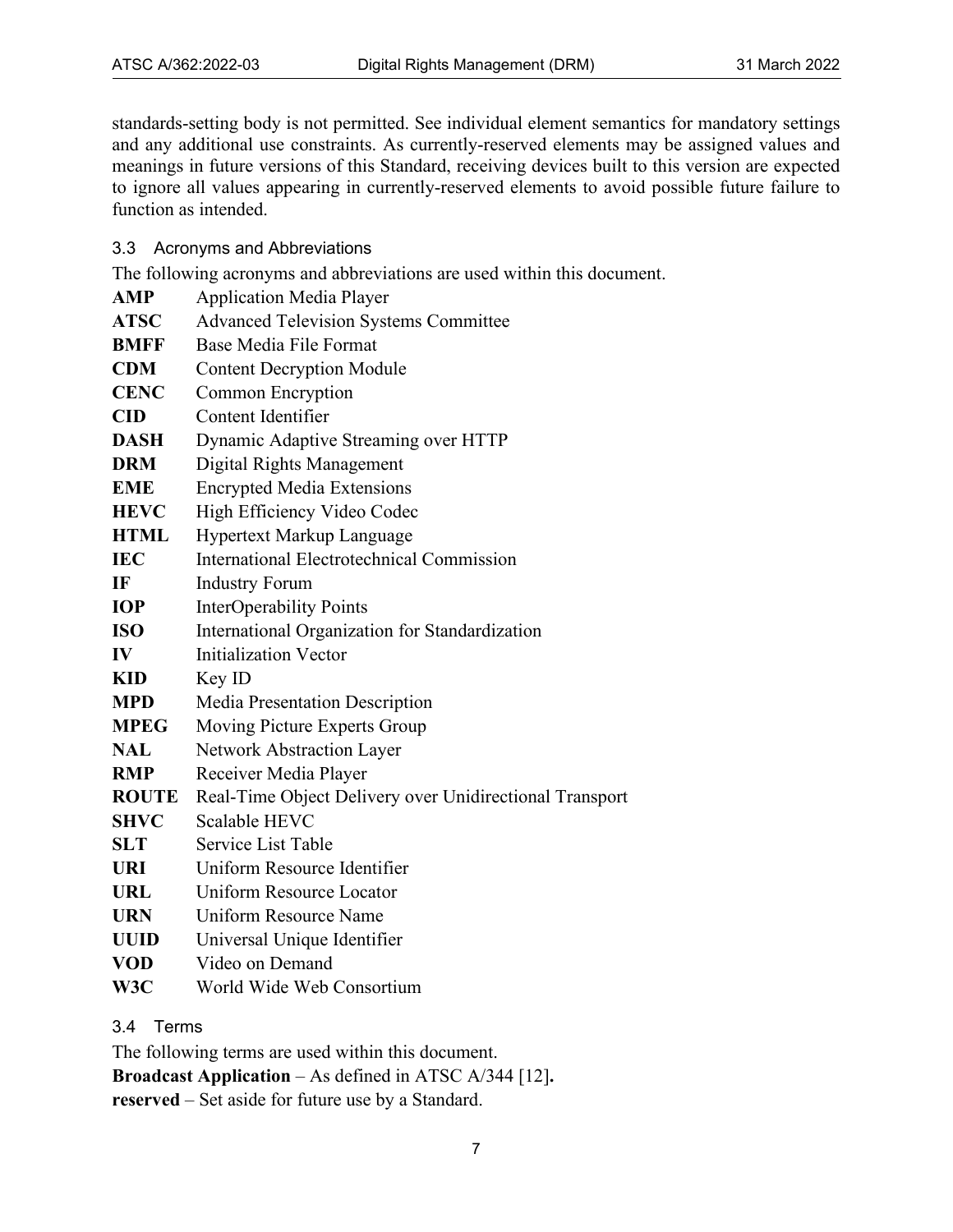standards-setting body is not permitted. See individual element semantics for mandatory settings and any additional use constraints. As currently-reserved elements may be assigned values and meanings in future versions of this Standard, receiving devices built to this version are expected to ignore all values appearing in currently-reserved elements to avoid possible future failure to function as intended.

### 3.3 Acronyms and Abbreviations

The following acronyms and abbreviations are used within this document.

**AMP** Application Media Player
**ATSC** Advanced Television Systems Committee
**BMFF** Base Media File Format
**CDM** Content Decryption Module
**CENC** Common Encryption
**CID** Content Identifier
**DASH** Dynamic Adaptive Streaming over HTTP
**DRM** Digital Rights Management
**EME** Encrypted Media Extensions
**HEVC** High Efficiency Video Codec
**HTML** Hypertext Markup Language
**IEC** International Electrotechnical Commission
**IF** Industry Forum
**IOP** InterOperability Points
**ISO** International Organization for Standardization
**IV** Initialization Vector
**KID** Key ID
**MPD** Media Presentation Description
**MPEG** Moving Picture Experts Group
**NAL** Network Abstraction Layer
**RMP** Receiver Media Player
**ROUTE** Real-Time Object Delivery over Unidirectional Transport
**SHVC** Scalable HEVC
**SLT** Service List Table
**URI** Uniform Resource Identifier
**URL** Uniform Resource Locator
**URN** Uniform Resource Name
**UUID** Universal Unique Identifier
**VOD** Video on Demand
**W3C** World Wide Web Consortium

### 3.4 Terms

The following terms are used within this document.

**Broadcast Application** – As defined in ATSC A/344 [12]**.**

**reserved** – Set aside for future use by a Standard.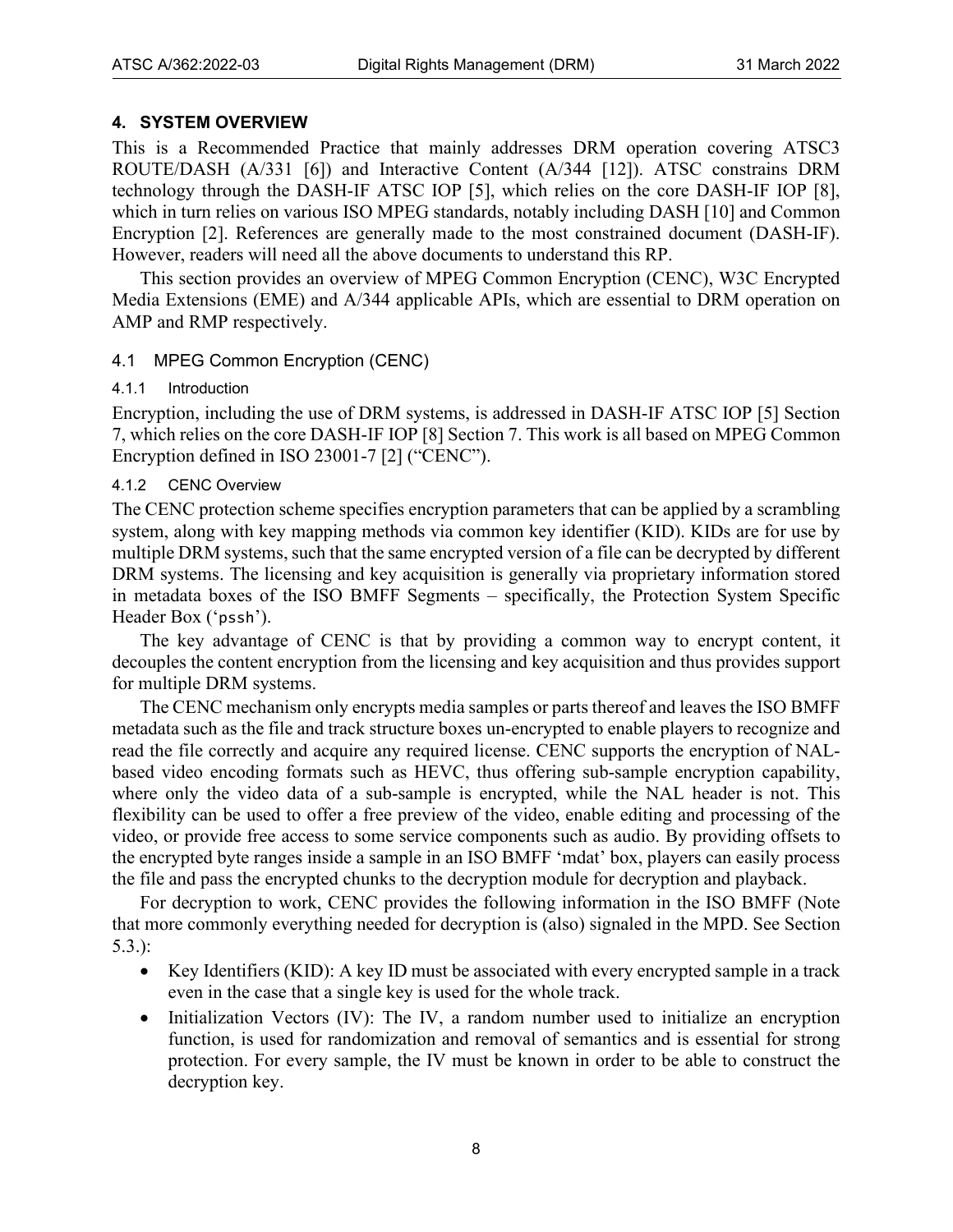## 4. SYSTEM OVERVIEW

This is a Recommended Practice that mainly addresses DRM operation covering ATSC3 ROUTE/DASH (A/331 [6]) and Interactive Content (A/344 [12]). ATSC constrains DRM technology through the DASH-IF ATSC IOP [5], which relies on the core DASH-IF IOP [8], which in turn relies on various ISO MPEG standards, notably including DASH [10] and Common Encryption [2]. References are generally made to the most constrained document (DASH-IF). However, readers will need all the above documents to understand this RP.

This section provides an overview of MPEG Common Encryption (CENC), W3C Encrypted Media Extensions (EME) and A/344 applicable APIs, which are essential to DRM operation on AMP and RMP respectively.

### 4.1 MPEG Common Encryption (CENC)

#### 4.1.1 Introduction

Encryption, including the use of DRM systems, is addressed in DASH-IF ATSC IOP [5] Section 7, which relies on the core DASH-IF IOP [8] Section 7. This work is all based on MPEG Common Encryption defined in ISO 23001-7 [2] ("CENC").

#### 4.1.2 CENC Overview

The CENC protection scheme specifies encryption parameters that can be applied by a scrambling system, along with key mapping methods via common key identifier (KID). KIDs are for use by multiple DRM systems, such that the same encrypted version of a file can be decrypted by different DRM systems. The licensing and key acquisition is generally via proprietary information stored in metadata boxes of the ISO BMFF Segments – specifically, the Protection System Specific Header Box ('pssh').

The key advantage of CENC is that by providing a common way to encrypt content, it decouples the content encryption from the licensing and key acquisition and thus provides support for multiple DRM systems.

The CENC mechanism only encrypts media samples or parts thereof and leaves the ISO BMFF metadata such as the file and track structure boxes un-encrypted to enable players to recognize and read the file correctly and acquire any required license. CENC supports the encryption of NAL-based video encoding formats such as HEVC, thus offering sub-sample encryption capability, where only the video data of a sub-sample is encrypted, while the NAL header is not. This flexibility can be used to offer a free preview of the video, enable editing and processing of the video, or provide free access to some service components such as audio. By providing offsets to the encrypted byte ranges inside a sample in an ISO BMFF 'mdat' box, players can easily process the file and pass the encrypted chunks to the decryption module for decryption and playback.

For decryption to work, CENC provides the following information in the ISO BMFF (Note that more commonly everything needed for decryption is (also) signaled in the MPD. See Section 5.3.):

- Key Identifiers (KID): A key ID must be associated with every encrypted sample in a track even in the case that a single key is used for the whole track.
- Initialization Vectors (IV): The IV, a random number used to initialize an encryption function, is used for randomization and removal of semantics and is essential for strong protection. For every sample, the IV must be known in order to be able to construct the decryption key.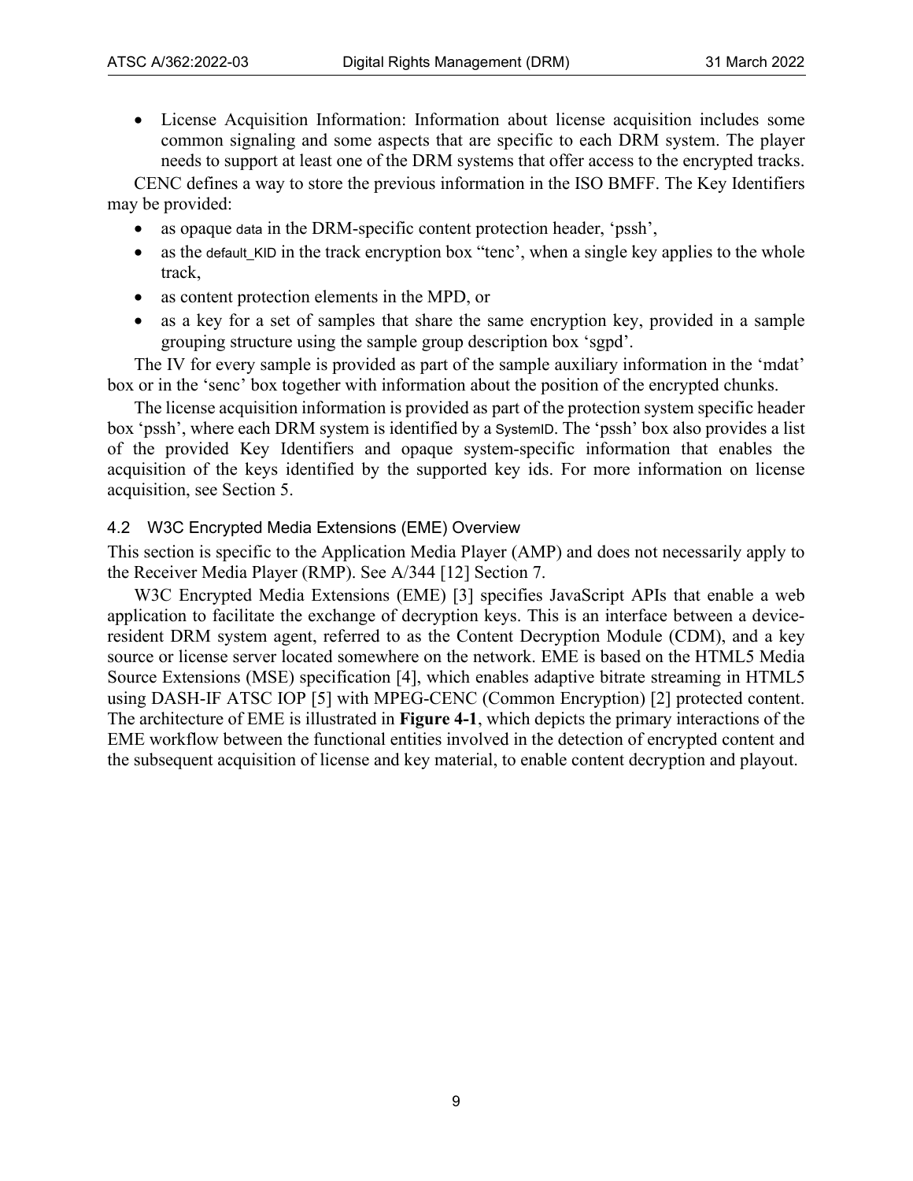- License Acquisition Information: Information about license acquisition includes some common signaling and some aspects that are specific to each DRM system. The player needs to support at least one of the DRM systems that offer access to the encrypted tracks.

CENC defines a way to store the previous information in the ISO BMFF. The Key Identifiers may be provided:

- as opaque data in the DRM-specific content protection header, 'pssh',
- as the default_KID in the track encryption box "tenc', when a single key applies to the whole track,
- as content protection elements in the MPD, or
- as a key for a set of samples that share the same encryption key, provided in a sample grouping structure using the sample group description box 'sgpd'.

The IV for every sample is provided as part of the sample auxiliary information in the 'mdat' box or in the 'senc' box together with information about the position of the encrypted chunks.

The license acquisition information is provided as part of the protection system specific header box 'pssh', where each DRM system is identified by a SystemID. The 'pssh' box also provides a list of the provided Key Identifiers and opaque system-specific information that enables the acquisition of the keys identified by the supported key ids. For more information on license acquisition, see Section 5.

## 4.2 W3C Encrypted Media Extensions (EME) Overview

This section is specific to the Application Media Player (AMP) and does not necessarily apply to the Receiver Media Player (RMP). See A/344 [12] Section 7.

W3C Encrypted Media Extensions (EME) [3] specifies JavaScript APIs that enable a web application to facilitate the exchange of decryption keys. This is an interface between a device-resident DRM system agent, referred to as the Content Decryption Module (CDM), and a key source or license server located somewhere on the network. EME is based on the HTML5 Media Source Extensions (MSE) specification [4], which enables adaptive bitrate streaming in HTML5 using DASH-IF ATSC IOP [5] with MPEG-CENC (Common Encryption) [2] protected content. The architecture of EME is illustrated in **Figure 4-1**, which depicts the primary interactions of the EME workflow between the functional entities involved in the detection of encrypted content and the subsequent acquisition of license and key material, to enable content decryption and playout.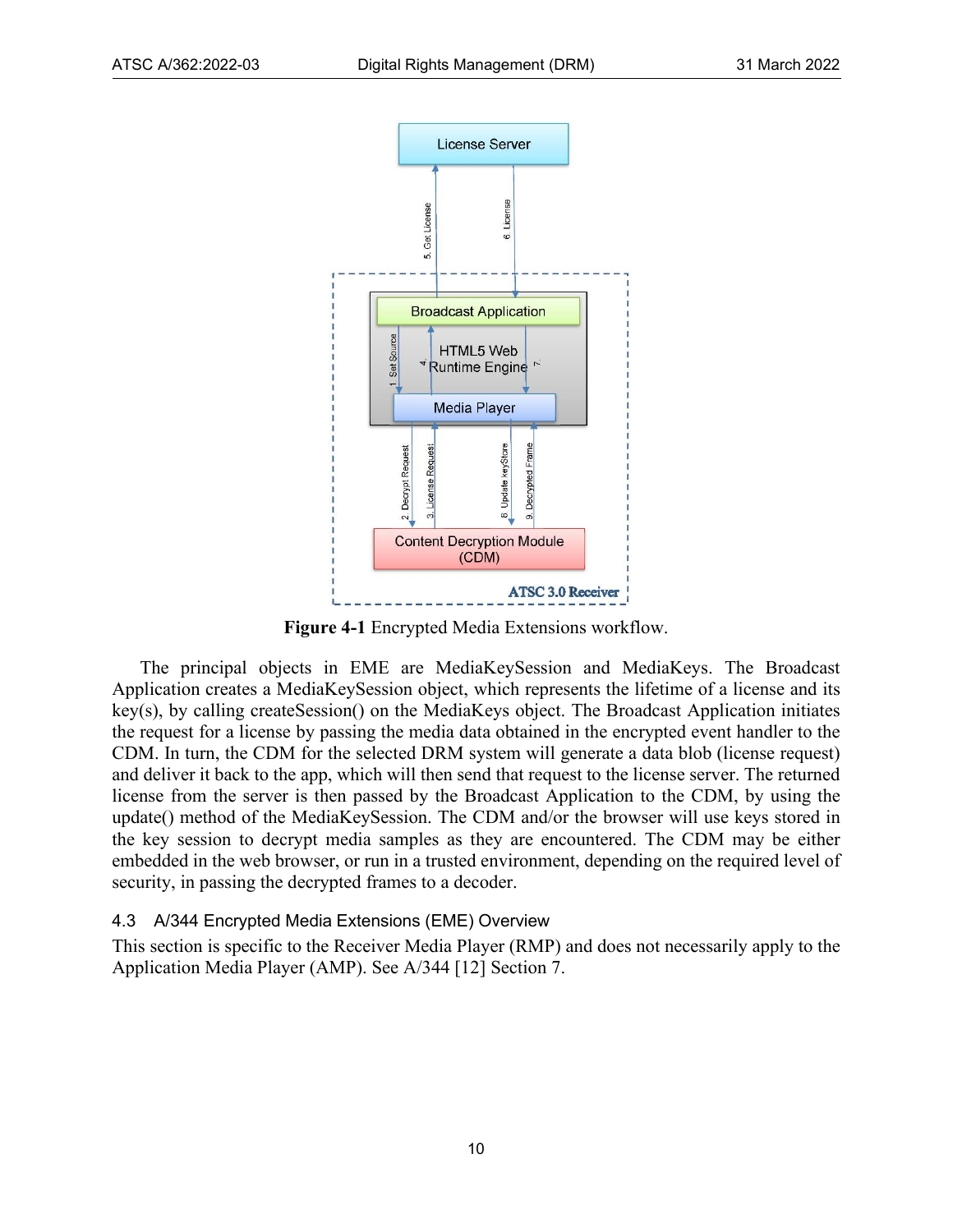**Figure 4-1** Encrypted Media Extensions workflow.

The principal objects in EME are MediaKeySession and MediaKeys. The Broadcast Application creates a MediaKeySession object, which represents the lifetime of a license and its key(s), by calling createSession() on the MediaKeys object. The Broadcast Application initiates the request for a license by passing the media data obtained in the encrypted event handler to the CDM. In turn, the CDM for the selected DRM system will generate a data blob (license request) and deliver it back to the app, which will then send that request to the license server. The returned license from the server is then passed by the Broadcast Application to the CDM, by using the update() method of the MediaKeySession. The CDM and/or the browser will use keys stored in the key session to decrypt media samples as they are encountered. The CDM may be either embedded in the web browser, or run in a trusted environment, depending on the required level of security, in passing the decrypted frames to a decoder.

## 4.3 A/344 Encrypted Media Extensions (EME) Overview

This section is specific to the Receiver Media Player (RMP) and does not necessarily apply to the Application Media Player (AMP). See A/344 [12] Section 7.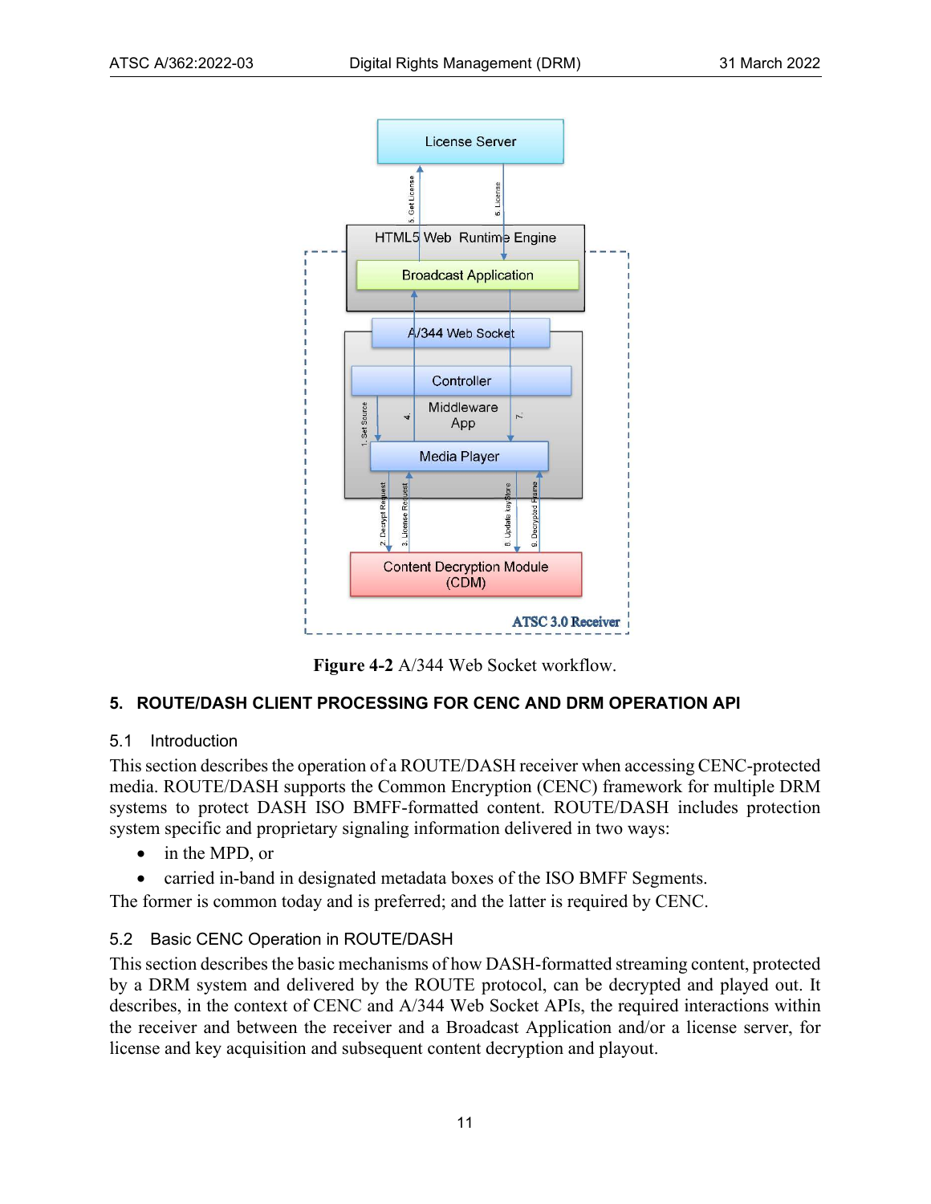Figure 4-2 A/344 Web Socket workflow.

## 5. ROUTE/DASH CLIENT PROCESSING FOR CENC AND DRM OPERATION API

### 5.1 Introduction

This section describes the operation of a ROUTE/DASH receiver when accessing CENC-protected media. ROUTE/DASH supports the Common Encryption (CENC) framework for multiple DRM systems to protect DASH ISO BMFF-formatted content. ROUTE/DASH includes protection system specific and proprietary signaling information delivered in two ways:

- in the MPD, or
- carried in-band in designated metadata boxes of the ISO BMFF Segments.

The former is common today and is preferred; and the latter is required by CENC.

### 5.2 Basic CENC Operation in ROUTE/DASH

This section describes the basic mechanisms of how DASH-formatted streaming content, protected by a DRM system and delivered by the ROUTE protocol, can be decrypted and played out. It describes, in the context of CENC and A/344 Web Socket APIs, the required interactions within the receiver and between the receiver and a Broadcast Application and/or a license server, for license and key acquisition and subsequent content decryption and playout.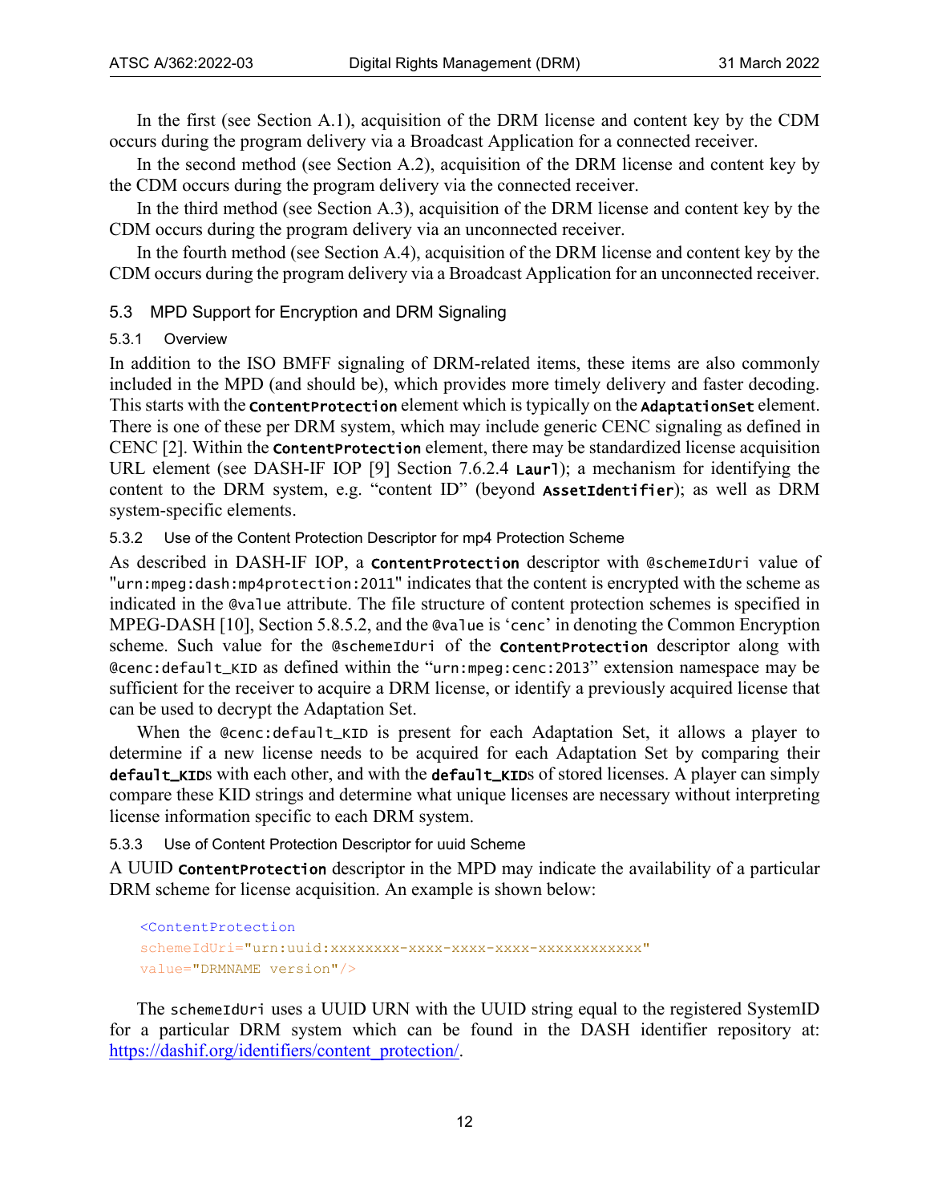In the first (see Section A.1), acquisition of the DRM license and content key by the CDM occurs during the program delivery via a Broadcast Application for a connected receiver.

In the second method (see Section A.2), acquisition of the DRM license and content key by the CDM occurs during the program delivery via the connected receiver.

In the third method (see Section A.3), acquisition of the DRM license and content key by the CDM occurs during the program delivery via an unconnected receiver.

In the fourth method (see Section A.4), acquisition of the DRM license and content key by the CDM occurs during the program delivery via a Broadcast Application for an unconnected receiver.

## 5.3 MPD Support for Encryption and DRM Signaling

### 5.3.1 Overview

In addition to the ISO BMFF signaling of DRM-related items, these items are also commonly included in the MPD (and should be), which provides more timely delivery and faster decoding. This starts with the **ContentProtection** element which is typically on the **AdaptationSet** element. There is one of these per DRM system, which may include generic CENC signaling as defined in CENC [2]. Within the **ContentProtection** element, there may be standardized license acquisition URL element (see DASH-IF IOP [9] Section 7.6.2.4 **Laurl**); a mechanism for identifying the content to the DRM system, e.g. "content ID" (beyond **AssetIdentifier**); as well as DRM system-specific elements.

### 5.3.2 Use of the Content Protection Descriptor for mp4 Protection Scheme

As described in DASH-IF IOP, a **ContentProtection** descriptor with `@schemeIdUri` value of "`urn:mpeg:dash:mp4protection:2011`" indicates that the content is encrypted with the scheme as indicated in the `@value` attribute. The file structure of content protection schemes is specified in MPEG-DASH [10], Section 5.8.5.2, and the `@value` is 'cenc' in denoting the Common Encryption scheme. Such value for the `@schemeIdUri` of the **ContentProtection** descriptor along with `@cenc:default_KID` as defined within the "`urn:mpeg:cenc:2013`" extension namespace may be sufficient for the receiver to acquire a DRM license, or identify a previously acquired license that can be used to decrypt the Adaptation Set.

When the `@cenc:default_KID` is present for each Adaptation Set, it allows a player to determine if a new license needs to be acquired for each Adaptation Set by comparing their **default_KID**s with each other, and with the **default_KID**s of stored licenses. A player can simply compare these KID strings and determine what unique licenses are necessary without interpreting license information specific to each DRM system.

### 5.3.3 Use of Content Protection Descriptor for uuid Scheme

A UUID **ContentProtection** descriptor in the MPD may indicate the availability of a particular DRM scheme for license acquisition. An example is shown below:

```
<ContentProtection
schemeIdUri="urn:uuid:xxxxxxxx-xxxx-xxxx-xxxx-xxxxxxxxxxxx"
value="DRMNAME version"/>
```

The `schemeIdUri` uses a UUID URN with the UUID string equal to the registered SystemID for a particular DRM system which can be found in the DASH identifier repository at: https://dashif.org/identifiers/content_protection/.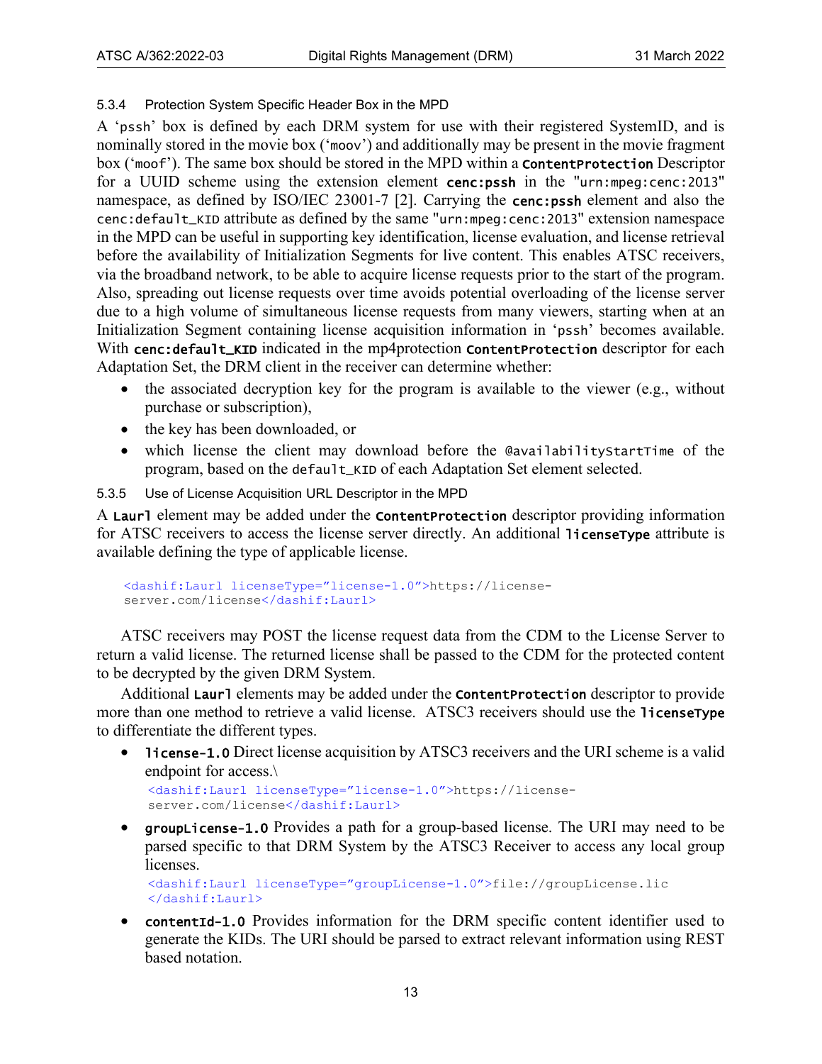#### 5.3.4 Protection System Specific Header Box in the MPD

A 'pssh' box is defined by each DRM system for use with their registered SystemID, and is nominally stored in the movie box ('moov') and additionally may be present in the movie fragment box ('moof'). The same box should be stored in the MPD within a **ContentProtection** Descriptor for a UUID scheme using the extension element **cenc:pssh** in the "urn:mpeg:cenc:2013" namespace, as defined by ISO/IEC 23001-7 [2]. Carrying the **cenc:pssh** element and also the cenc:default_KID attribute as defined by the same "urn:mpeg:cenc:2013" extension namespace in the MPD can be useful in supporting key identification, license evaluation, and license retrieval before the availability of Initialization Segments for live content. This enables ATSC receivers, via the broadband network, to be able to acquire license requests prior to the start of the program. Also, spreading out license requests over time avoids potential overloading of the license server due to a high volume of simultaneous license requests from many viewers, starting when at an Initialization Segment containing license acquisition information in 'pssh' becomes available. With **cenc:default_KID** indicated in the mp4protection **ContentProtection** descriptor for each Adaptation Set, the DRM client in the receiver can determine whether:

- the associated decryption key for the program is available to the viewer (e.g., without purchase or subscription),
- the key has been downloaded, or
- which license the client may download before the @availabilityStartTime of the program, based on the default_KID of each Adaptation Set element selected.

#### 5.3.5 Use of License Acquisition URL Descriptor in the MPD

A **Laurl** element may be added under the **ContentProtection** descriptor providing information for ATSC receivers to access the license server directly. An additional **licenseType** attribute is available defining the type of applicable license.

```
<dashif:Laurl licenseType="license-1.0">https://license-
server.com/license</dashif:Laurl>
```

ATSC receivers may POST the license request data from the CDM to the License Server to return a valid license. The returned license shall be passed to the CDM for the protected content to be decrypted by the given DRM System.

Additional **Laurl** elements may be added under the **ContentProtection** descriptor to provide more than one method to retrieve a valid license. ATSC3 receivers should use the **licenseType** to differentiate the different types.

- **license-1.0** Direct license acquisition by ATSC3 receivers and the URI scheme is a valid endpoint for access.\
  ```
  <dashif:Laurl licenseType="license-1.0">https://license-
  server.com/license</dashif:Laurl>
  ```
- **groupLicense-1.0** Provides a path for a group-based license. The URI may need to be parsed specific to that DRM System by the ATSC3 Receiver to access any local group licenses.
  ```
  <dashif:Laurl licenseType="groupLicense-1.0">file://groupLicense.lic
  </dashif:Laurl>
  ```
- **contentId-1.0** Provides information for the DRM specific content identifier used to generate the KIDs. The URI should be parsed to extract relevant information using REST based notation.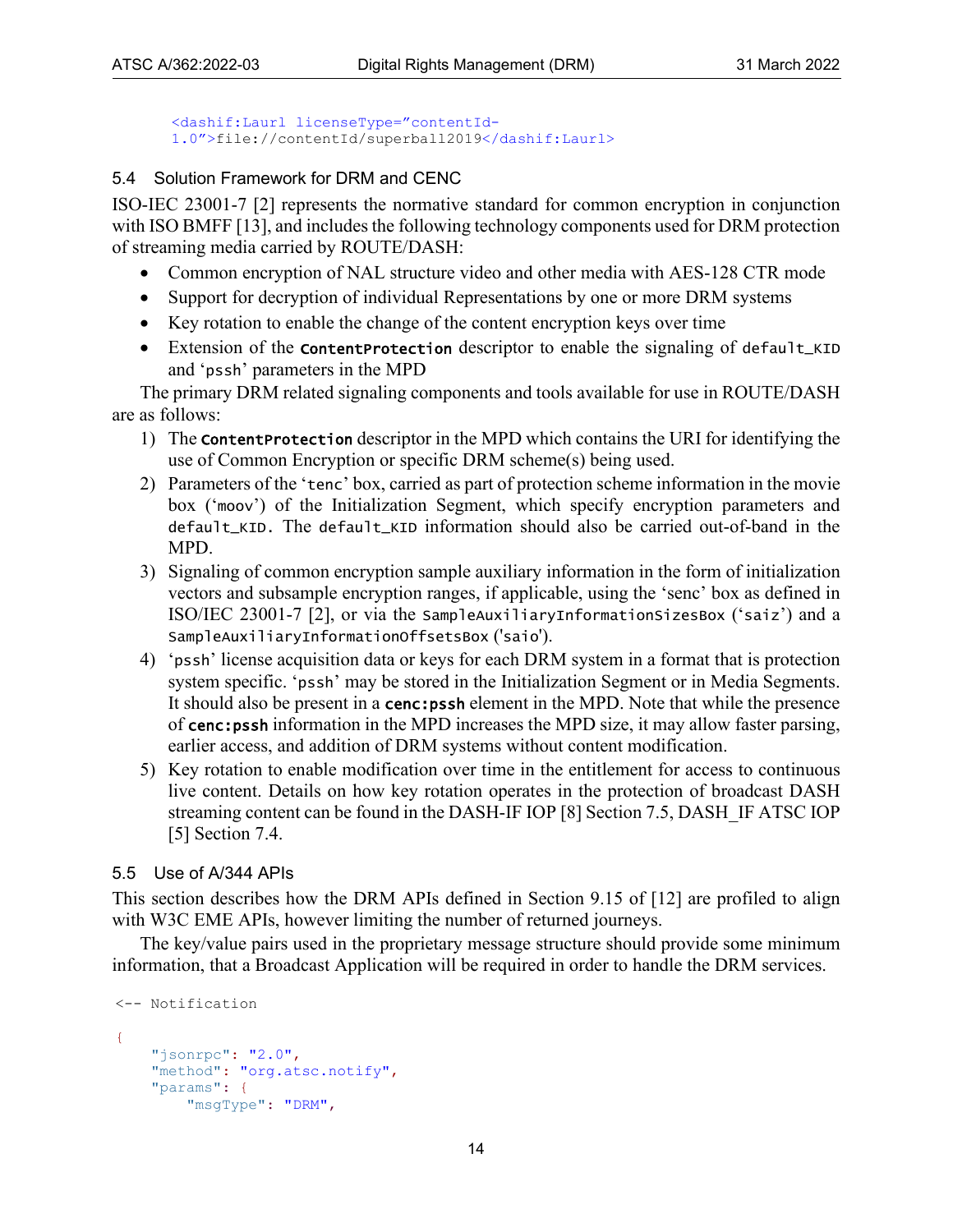```
<dashif:Laurl licenseType="contentId-
1.0">file://contentId/superball2019</dashif:Laurl>
```

## 5.4 Solution Framework for DRM and CENC

ISO-IEC 23001-7 [2] represents the normative standard for common encryption in conjunction with ISO BMFF [13], and includes the following technology components used for DRM protection of streaming media carried by ROUTE/DASH:

- Common encryption of NAL structure video and other media with AES-128 CTR mode
- Support for decryption of individual Representations by one or more DRM systems
- Key rotation to enable the change of the content encryption keys over time
- Extension of the **ContentProtection** descriptor to enable the signaling of `default_KID` and ‘`pssh`’ parameters in the MPD

The primary DRM related signaling components and tools available for use in ROUTE/DASH are as follows:

1) The **ContentProtection** descriptor in the MPD which contains the URI for identifying the use of Common Encryption or specific DRM scheme(s) being used.
2) Parameters of the ‘`tenc`’ box, carried as part of protection scheme information in the movie box (‘`moov`’) of the Initialization Segment, which specify encryption parameters and `default_KID`. The `default_KID` information should also be carried out-of-band in the MPD.
3) Signaling of common encryption sample auxiliary information in the form of initialization vectors and subsample encryption ranges, if applicable, using the ‘senc’ box as defined in ISO/IEC 23001-7 [2], or via the `SampleAuxiliaryInformationSizesBox` (‘`saiz`’) and a `SampleAuxiliaryInformationOffsetsBox` ('`saio`').
4) ‘`pssh`’ license acquisition data or keys for each DRM system in a format that is protection system specific. ‘`pssh`’ may be stored in the Initialization Segment or in Media Segments. It should also be present in a **cenc:pssh** element in the MPD. Note that while the presence of **cenc:pssh** information in the MPD increases the MPD size, it may allow faster parsing, earlier access, and addition of DRM systems without content modification.
5) Key rotation to enable modification over time in the entitlement for access to continuous live content. Details on how key rotation operates in the protection of broadcast DASH streaming content can be found in the DASH-IF IOP [8] Section 7.5, DASH_IF ATSC IOP [5] Section 7.4.

## 5.5 Use of A/344 APIs

This section describes how the DRM APIs defined in Section 9.15 of [12] are profiled to align with W3C EME APIs, however limiting the number of returned journeys.

The key/value pairs used in the proprietary message structure should provide some minimum information, that a Broadcast Application will be required in order to handle the DRM services.

```
<-- Notification

{
    "jsonrpc": "2.0",
    "method": "org.atsc.notify",
    "params": {
        "msgType": "DRM",
```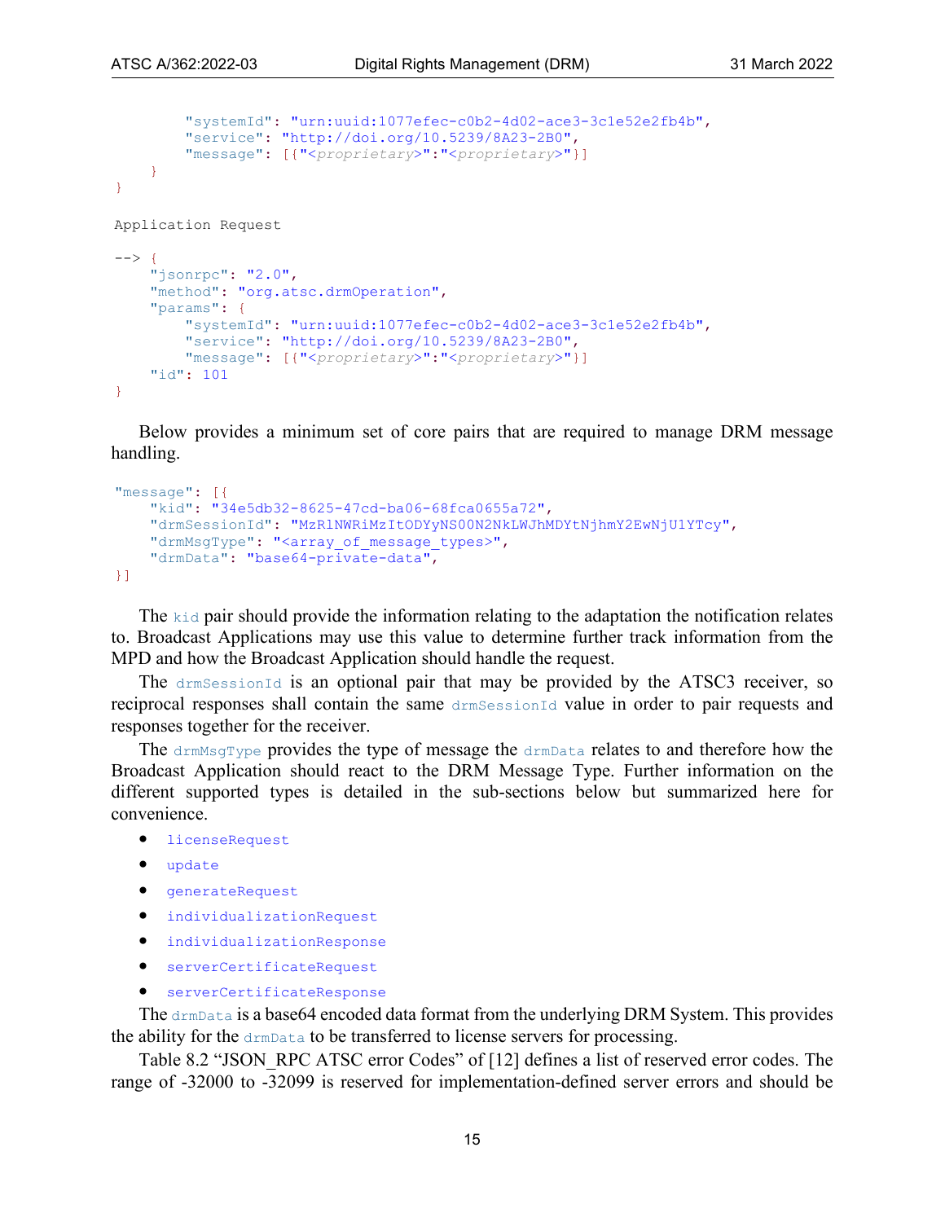```
        "systemId": "urn:uuid:1077efec-c0b2-4d02-ace3-3c1e52e2fb4b",
        "service": "http://doi.org/10.5239/8A23-2B0",
        "message": [{"<proprietary>":"<proprietary>"}]
    }
}
```

Application Request

```
--> {
    "jsonrpc": "2.0",
    "method": "org.atsc.drmOperation",
    "params": {
        "systemId": "urn:uuid:1077efec-c0b2-4d02-ace3-3c1e52e2fb4b",
        "service": "http://doi.org/10.5239/8A23-2B0",
        "message": [{"<proprietary>":"<proprietary>"}]
    "id": 101
}
```

Below provides a minimum set of core pairs that are required to manage DRM message handling.

```
"message": [{
    "kid": "34e5db32-8625-47cd-ba06-68fca0655a72",
    "drmSessionId": "MzRlNWRiMzItODYyNS00N2NkLWJhMDYtNjhmY2EwNjU1YTcy",
    "drmMsgType": "<array_of_message_types>",
    "drmData": "base64-private-data",
}]
```

The `kid` pair should provide the information relating to the adaptation the notification relates to. Broadcast Applications may use this value to determine further track information from the MPD and how the Broadcast Application should handle the request.

The `drmSessionId` is an optional pair that may be provided by the ATSC3 receiver, so reciprocal responses shall contain the same `drmSessionId` value in order to pair requests and responses together for the receiver.

The `drmMsgType` provides the type of message the `drmData` relates to and therefore how the Broadcast Application should react to the DRM Message Type. Further information on the different supported types is detailed in the sub-sections below but summarized here for convenience.

- `licenseRequest`
- `update`
- `generateRequest`
- `individualizationRequest`
- `individualizationResponse`
- `serverCertificateRequest`
- `serverCertificateResponse`

The `drmData` is a base64 encoded data format from the underlying DRM System. This provides the ability for the `drmData` to be transferred to license servers for processing.

Table 8.2 "JSON_RPC ATSC error Codes" of [12] defines a list of reserved error codes. The range of -32000 to -32099 is reserved for implementation-defined server errors and should be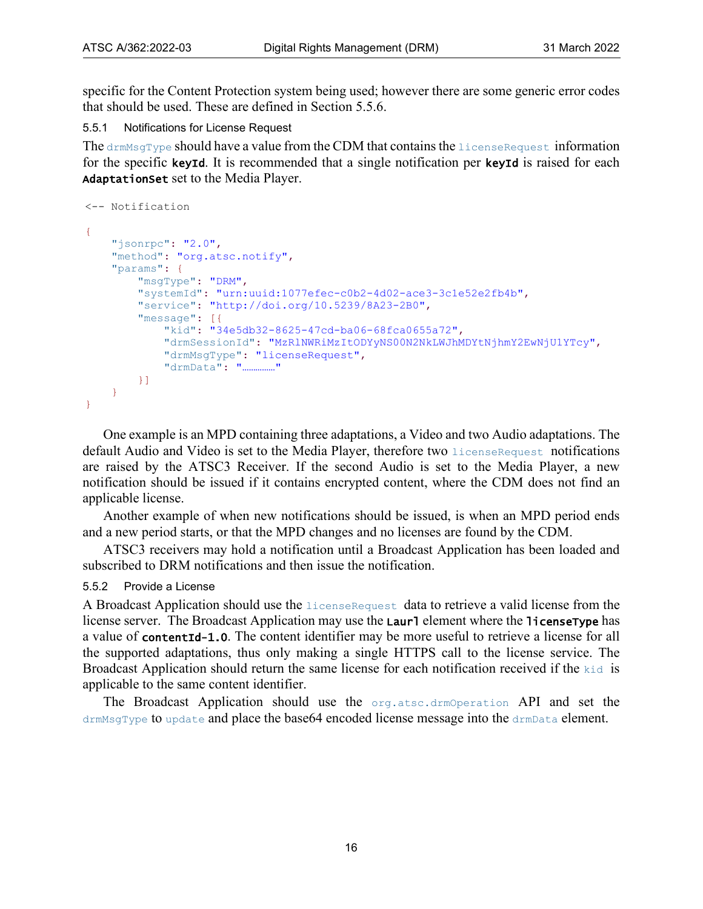specific for the Content Protection system being used; however there are some generic error codes that should be used. These are defined in Section 5.5.6.

### 5.5.1 Notifications for License Request

The `drmMsgType` should have a value from the CDM that contains the `licenseRequest` information for the specific **keyId**. It is recommended that a single notification per **keyId** is raised for each **AdaptationSet** set to the Media Player.

```
<-- Notification

{
    "jsonrpc": "2.0",
    "method": "org.atsc.notify",
    "params": {
        "msgType": "DRM",
        "systemId": "urn:uuid:1077efec-c0b2-4d02-ace3-3c1e52e2fb4b",
        "service": "http://doi.org/10.5239/8A23-2B0",
        "message": [{
            "kid": "34e5db32-8625-47cd-ba06-68fca0655a72",
            "drmSessionId": "MzRlNWRiMzItODYyNS00N2NkLWJhMDYtNjhmY2EwNjU1YTcy",
            "drmMsgType": "licenseRequest",
            "drmData": "…………"
        }]
    }
}
```

One example is an MPD containing three adaptations, a Video and two Audio adaptations. The default Audio and Video is set to the Media Player, therefore two `licenseRequest` notifications are raised by the ATSC3 Receiver. If the second Audio is set to the Media Player, a new notification should be issued if it contains encrypted content, where the CDM does not find an applicable license.

Another example of when new notifications should be issued, is when an MPD period ends and a new period starts, or that the MPD changes and no licenses are found by the CDM.

ATSC3 receivers may hold a notification until a Broadcast Application has been loaded and subscribed to DRM notifications and then issue the notification.

### 5.5.2 Provide a License

A Broadcast Application should use the `licenseRequest` data to retrieve a valid license from the license server. The Broadcast Application may use the **Laurl** element where the **licenseType** has a value of **contentId-1.0**. The content identifier may be more useful to retrieve a license for all the supported adaptations, thus only making a single HTTPS call to the license service. The Broadcast Application should return the same license for each notification received if the `kid` is applicable to the same content identifier.

The Broadcast Application should use the `org.atsc.drmOperation` API and set the `drmMsgType` to `update` and place the base64 encoded license message into the `drmData` element.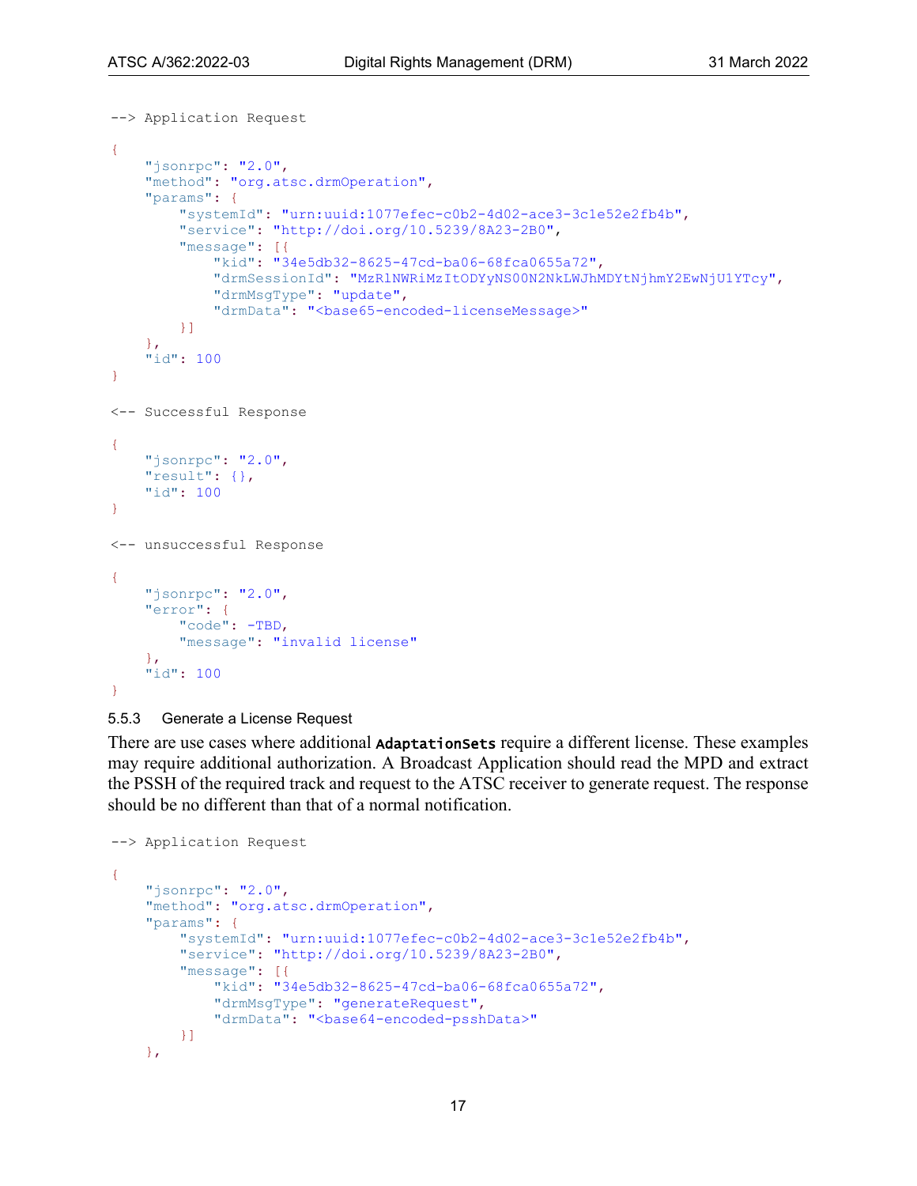```
--> Application Request

{
    "jsonrpc": "2.0",
    "method": "org.atsc.drmOperation",
    "params": {
        "systemId": "urn:uuid:1077efec-c0b2-4d02-ace3-3c1e52e2fb4b",
        "service": "http://doi.org/10.5239/8A23-2B0",
        "message": [{
            "kid": "34e5db32-8625-47cd-ba06-68fca0655a72",
            "drmSessionId": "MzRlNWRiMzItODYyNS00N2NkLWJhMDYtNjhmY2EwNjU1YTcy",
            "drmMsgType": "update",
            "drmData": "<base65-encoded-licenseMessage>"
        }]
    },
    "id": 100
}

<-- Successful Response

{
    "jsonrpc": "2.0",
    "result": {},
    "id": 100
}

<-- unsuccessful Response

{
    "jsonrpc": "2.0",
    "error": {
        "code": -TBD,
        "message": "invalid license"
    },
    "id": 100
}
```

### 5.5.3 Generate a License Request

There are use cases where additional **AdaptationSets** require a different license. These examples may require additional authorization. A Broadcast Application should read the MPD and extract the PSSH of the required track and request to the ATSC receiver to generate request. The response should be no different than that of a normal notification.

```
--> Application Request

{
    "jsonrpc": "2.0",
    "method": "org.atsc.drmOperation",
    "params": {
        "systemId": "urn:uuid:1077efec-c0b2-4d02-ace3-3c1e52e2fb4b",
        "service": "http://doi.org/10.5239/8A23-2B0",
        "message": [{
            "kid": "34e5db32-8625-47cd-ba06-68fca0655a72",
            "drmMsgType": "generateRequest",
            "drmData": "<base64-encoded-psshData>"
        }]
    },
```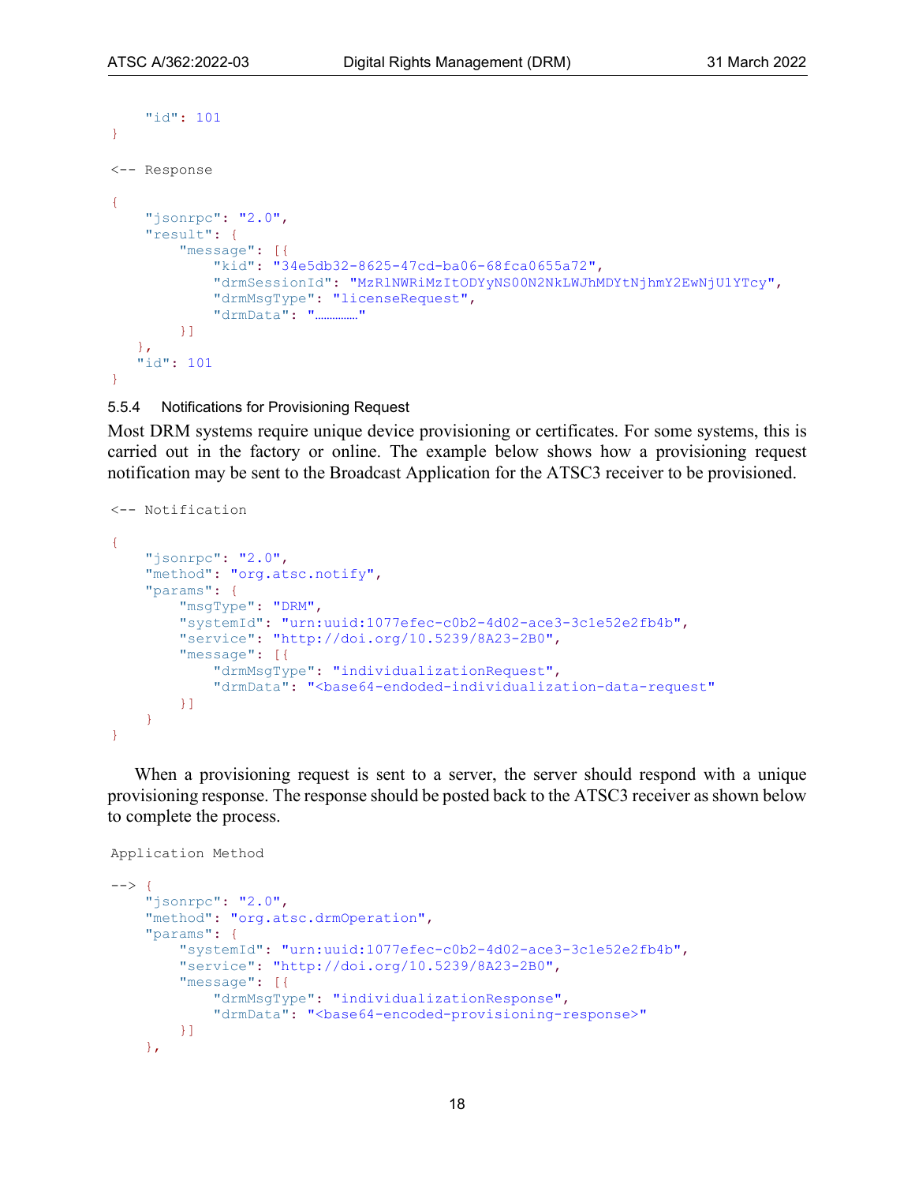```
    "id": 101
}

<-- Response

{
    "jsonrpc": "2.0",
    "result": {
        "message": [{
            "kid": "34e5db32-8625-47cd-ba06-68fca0655a72",
            "drmSessionId": "MzRlNWRiMzItODYyNS00N2NkLWJhMDYtNjhmY2EwNjU1YTcy",
            "drmMsgType": "licenseRequest",
            "drmData": "…………"
        }]
   },
   "id": 101
}
```

### 5.5.4 Notifications for Provisioning Request

Most DRM systems require unique device provisioning or certificates. For some systems, this is carried out in the factory or online. The example below shows how a provisioning request notification may be sent to the Broadcast Application for the ATSC3 receiver to be provisioned.

```
<-- Notification

{
    "jsonrpc": "2.0",
    "method": "org.atsc.notify",
    "params": {
        "msgType": "DRM",
        "systemId": "urn:uuid:1077efec-c0b2-4d02-ace3-3c1e52e2fb4b",
        "service": "http://doi.org/10.5239/8A23-2B0",
        "message": [{
            "drmMsgType": "individualizationRequest",
            "drmData": "<base64-endoded-individualization-data-request"
        }]
    }
}
```

When a provisioning request is sent to a server, the server should respond with a unique provisioning response. The response should be posted back to the ATSC3 receiver as shown below to complete the process.

```
Application Method

--> {
    "jsonrpc": "2.0",
    "method": "org.atsc.drmOperation",
    "params": {
        "systemId": "urn:uuid:1077efec-c0b2-4d02-ace3-3c1e52e2fb4b",
        "service": "http://doi.org/10.5239/8A23-2B0",
        "message": [{
            "drmMsgType": "individualizationResponse",
            "drmData": "<base64-encoded-provisioning-response>"
        }]
    },
```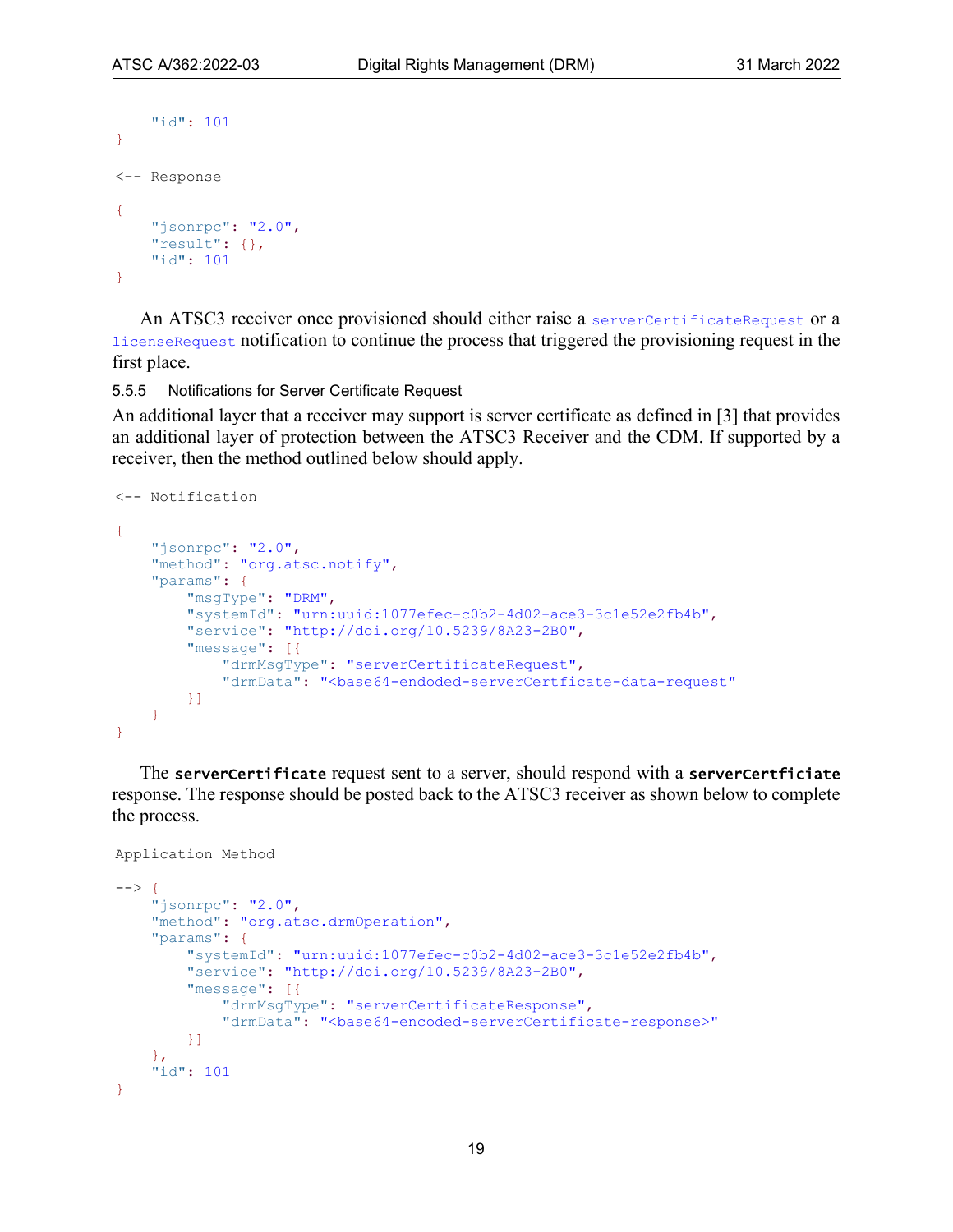```
    "id": 101
}
```

```
<-- Response

{
    "jsonrpc": "2.0",
    "result": {},
    "id": 101
}
```

An ATSC3 receiver once provisioned should either raise a `serverCertificateRequest` or a `licenseRequest` notification to continue the process that triggered the provisioning request in the first place.

#### 5.5.5 Notifications for Server Certificate Request

An additional layer that a receiver may support is server certificate as defined in [3] that provides an additional layer of protection between the ATSC3 Receiver and the CDM. If supported by a receiver, then the method outlined below should apply.

```
<-- Notification

{
    "jsonrpc": "2.0",
    "method": "org.atsc.notify",
    "params": {
        "msgType": "DRM",
        "systemId": "urn:uuid:1077efec-c0b2-4d02-ace3-3c1e52e2fb4b",
        "service": "http://doi.org/10.5239/8A23-2B0",
        "message": [{
            "drmMsgType": "serverCertificateRequest",
            "drmData": "<base64-endoded-serverCertficate-data-request"
        }]
    }
}
```

The **serverCertificate** request sent to a server, should respond with a **serverCertficiate** response. The response should be posted back to the ATSC3 receiver as shown below to complete the process.

```
Application Method

--> {
    "jsonrpc": "2.0",
    "method": "org.atsc.drmOperation",
    "params": {
        "systemId": "urn:uuid:1077efec-c0b2-4d02-ace3-3c1e52e2fb4b",
        "service": "http://doi.org/10.5239/8A23-2B0",
        "message": [{
            "drmMsgType": "serverCertificateResponse",
            "drmData": "<base64-encoded-serverCertificate-response>"
        }]
    },
    "id": 101
}
```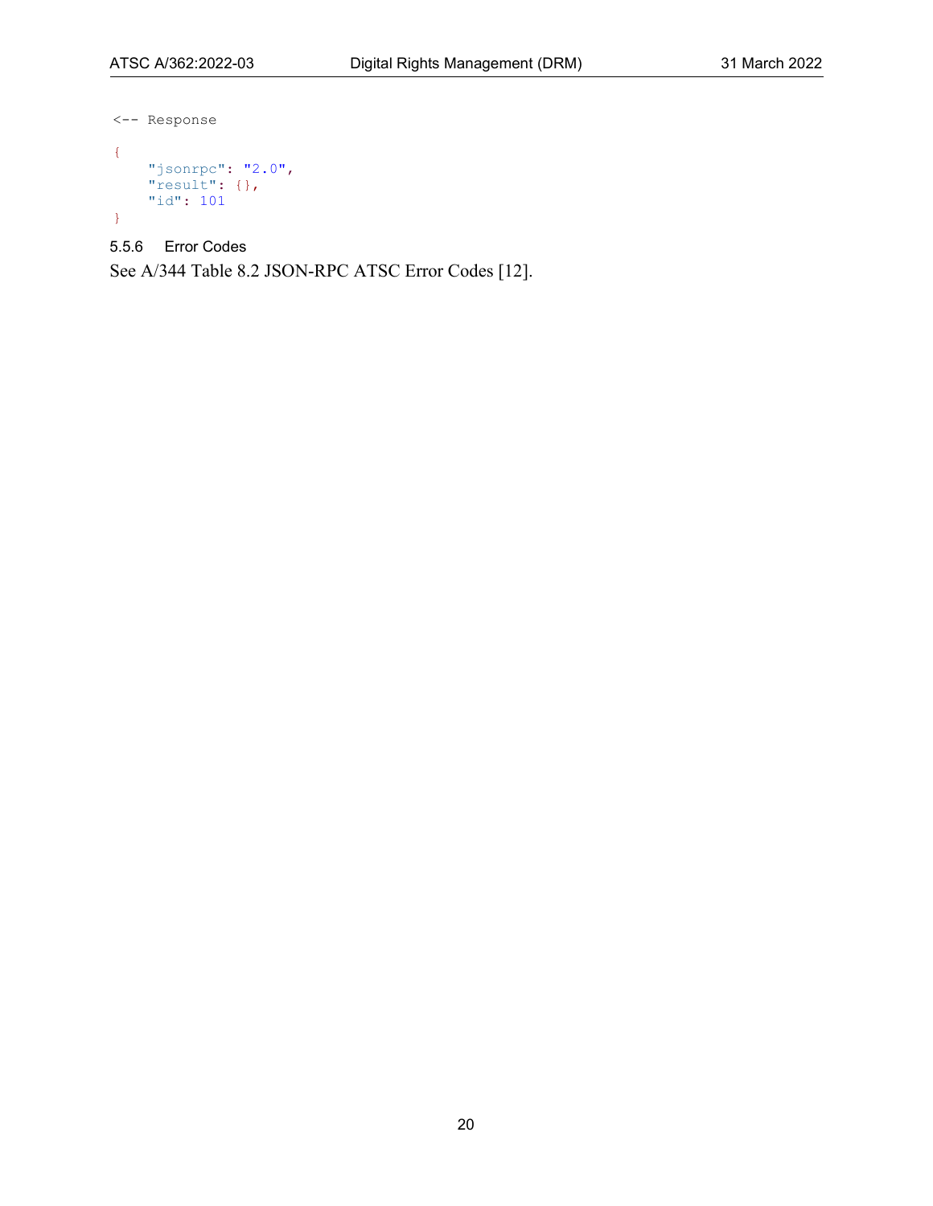```
<-- Response

{
    "jsonrpc": "2.0",
    "result": {},
    "id": 101
}
```

#### 5.5.6 Error Codes

See A/344 Table 8.2 JSON-RPC ATSC Error Codes [12].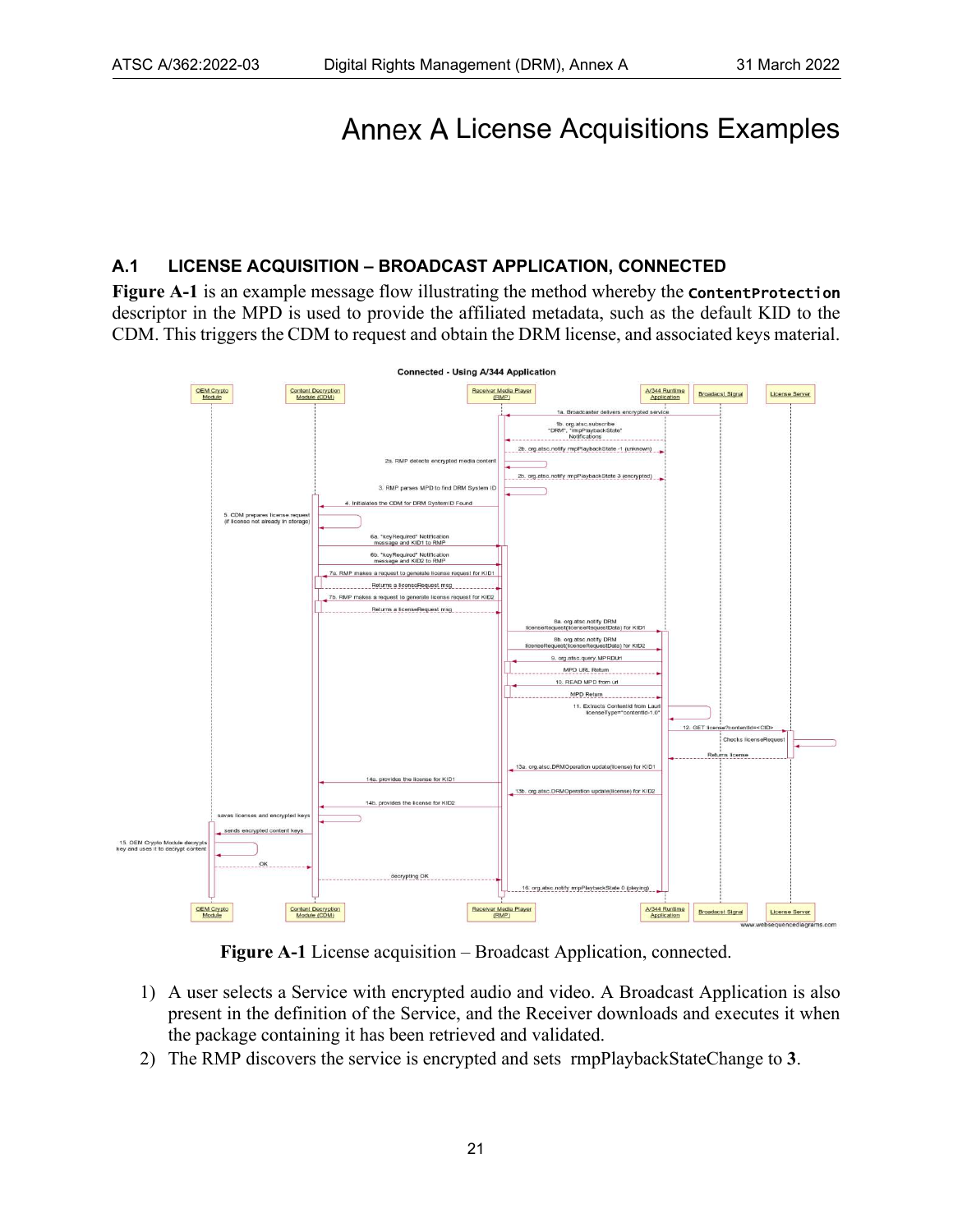# Annex A License Acquisitions Examples

## A.1 LICENSE ACQUISITION – BROADCAST APPLICATION, CONNECTED

**Figure A-1** is an example message flow illustrating the method whereby the `ContentProtection` descriptor in the MPD is used to provide the affiliated metadata, such as the default KID to the CDM. This triggers the CDM to request and obtain the DRM license, and associated keys material.

**Figure A-1** License acquisition – Broadcast Application, connected.

1) A user selects a Service with encrypted audio and video. A Broadcast Application is also present in the definition of the Service, and the Receiver downloads and executes it when the package containing it has been retrieved and validated.
2) The RMP discovers the service is encrypted and sets rmpPlaybackStateChange to **3**.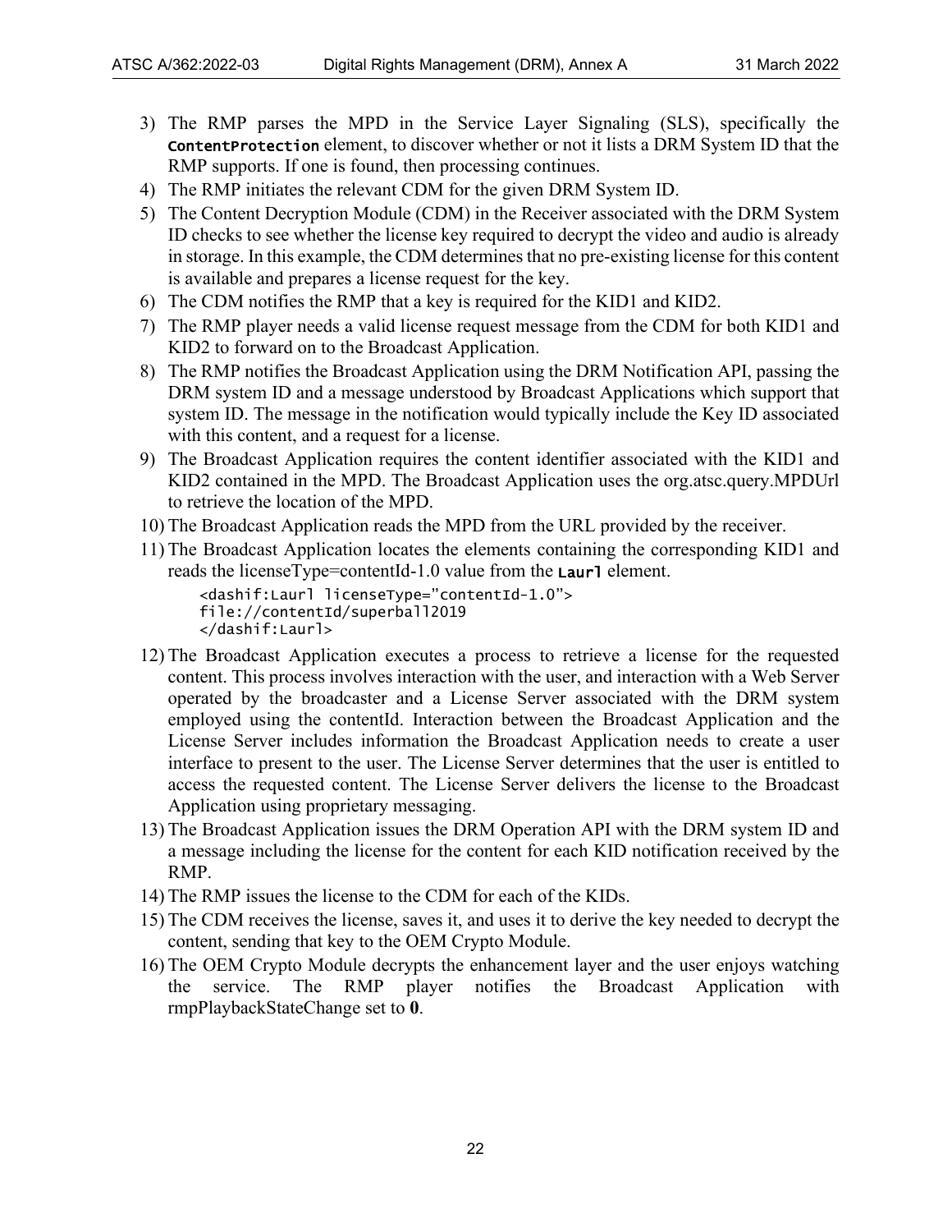3) The RMP parses the MPD in the Service Layer Signaling (SLS), specifically the `ContentProtection` element, to discover whether or not it lists a DRM System ID that the RMP supports. If one is found, then processing continues.
4) The RMP initiates the relevant CDM for the given DRM System ID.
5) The Content Decryption Module (CDM) in the Receiver associated with the DRM System ID checks to see whether the license key required to decrypt the video and audio is already in storage. In this example, the CDM determines that no pre-existing license for this content is available and prepares a license request for the key.
6) The CDM notifies the RMP that a key is required for the KID1 and KID2.
7) The RMP player needs a valid license request message from the CDM for both KID1 and KID2 to forward on to the Broadcast Application.
8) The RMP notifies the Broadcast Application using the DRM Notification API, passing the DRM system ID and a message understood by Broadcast Applications which support that system ID. The message in the notification would typically include the Key ID associated with this content, and a request for a license.
9) The Broadcast Application requires the content identifier associated with the KID1 and KID2 contained in the MPD. The Broadcast Application uses the org.atsc.query.MPDUrl to retrieve the location of the MPD.
10) The Broadcast Application reads the MPD from the URL provided by the receiver.
11) The Broadcast Application locates the elements containing the corresponding KID1 and reads the licenseType=contentId-1.0 value from the `Laurl` element.

```
<dashif:Laurl licenseType="contentId-1.0">
file://contentId/superball2019
</dashif:Laurl>
```

12) The Broadcast Application executes a process to retrieve a license for the requested content. This process involves interaction with the user, and interaction with a Web Server operated by the broadcaster and a License Server associated with the DRM system employed using the contentId. Interaction between the Broadcast Application and the License Server includes information the Broadcast Application needs to create a user interface to present to the user. The License Server determines that the user is entitled to access the requested content. The License Server delivers the license to the Broadcast Application using proprietary messaging.
13) The Broadcast Application issues the DRM Operation API with the DRM system ID and a message including the license for the content for each KID notification received by the RMP.
14) The RMP issues the license to the CDM for each of the KIDs.
15) The CDM receives the license, saves it, and uses it to derive the key needed to decrypt the content, sending that key to the OEM Crypto Module.
16) The OEM Crypto Module decrypts the enhancement layer and the user enjoys watching the service. The RMP player notifies the Broadcast Application with rmpPlaybackStateChange set to **0**.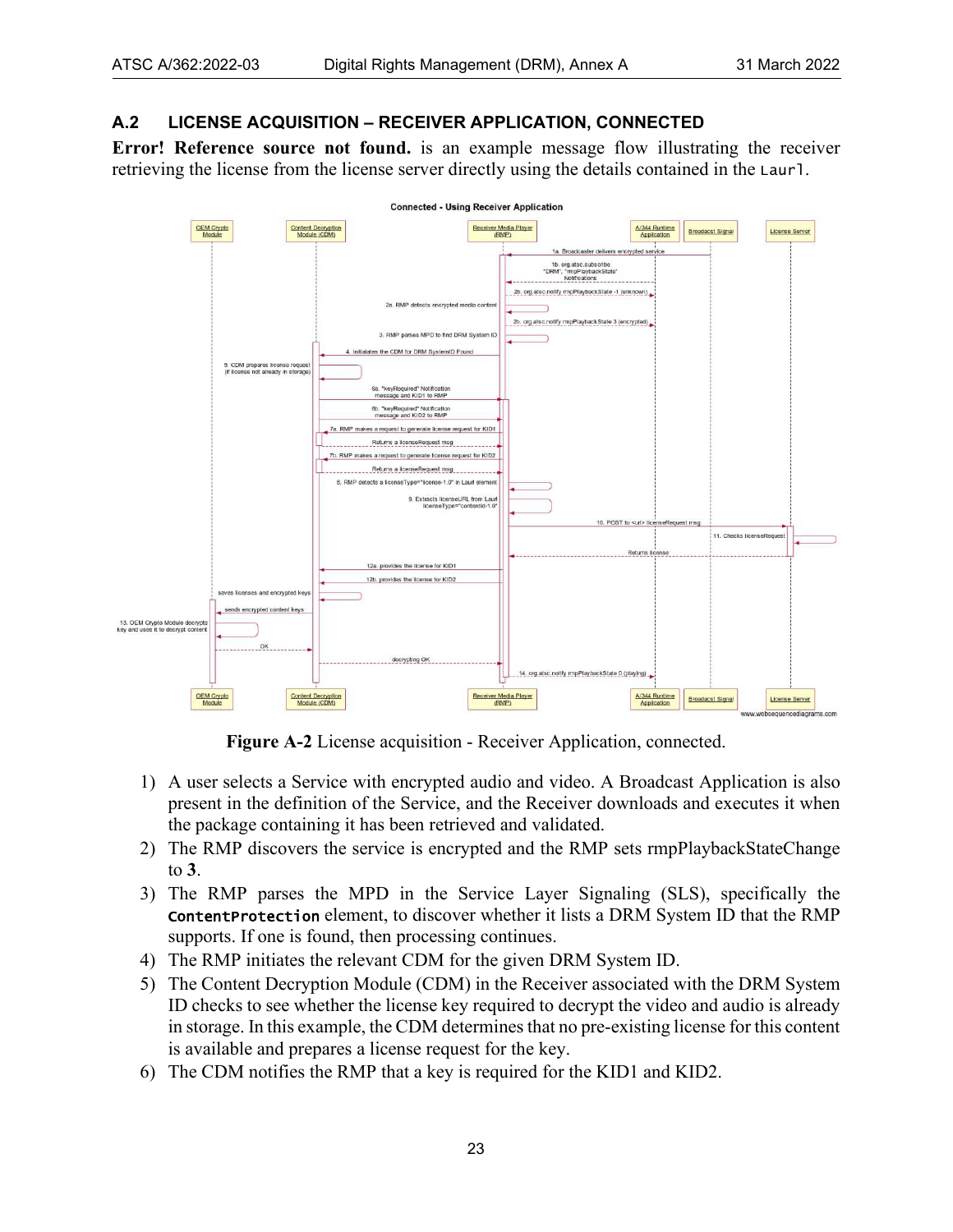## A.2 LICENSE ACQUISITION – RECEIVER APPLICATION, CONNECTED

**Error! Reference source not found.** is an example message flow illustrating the receiver retrieving the license from the license server directly using the details contained in the `Laurl`.

**Figure A-2** License acquisition - Receiver Application, connected.

1) A user selects a Service with encrypted audio and video. A Broadcast Application is also present in the definition of the Service, and the Receiver downloads and executes it when the package containing it has been retrieved and validated.
2) The RMP discovers the service is encrypted and the RMP sets rmpPlaybackStateChange to **3**.
3) The RMP parses the MPD in the Service Layer Signaling (SLS), specifically the **`ContentProtection`** element, to discover whether it lists a DRM System ID that the RMP supports. If one is found, then processing continues.
4) The RMP initiates the relevant CDM for the given DRM System ID.
5) The Content Decryption Module (CDM) in the Receiver associated with the DRM System ID checks to see whether the license key required to decrypt the video and audio is already in storage. In this example, the CDM determines that no pre-existing license for this content is available and prepares a license request for the key.
6) The CDM notifies the RMP that a key is required for the KID1 and KID2.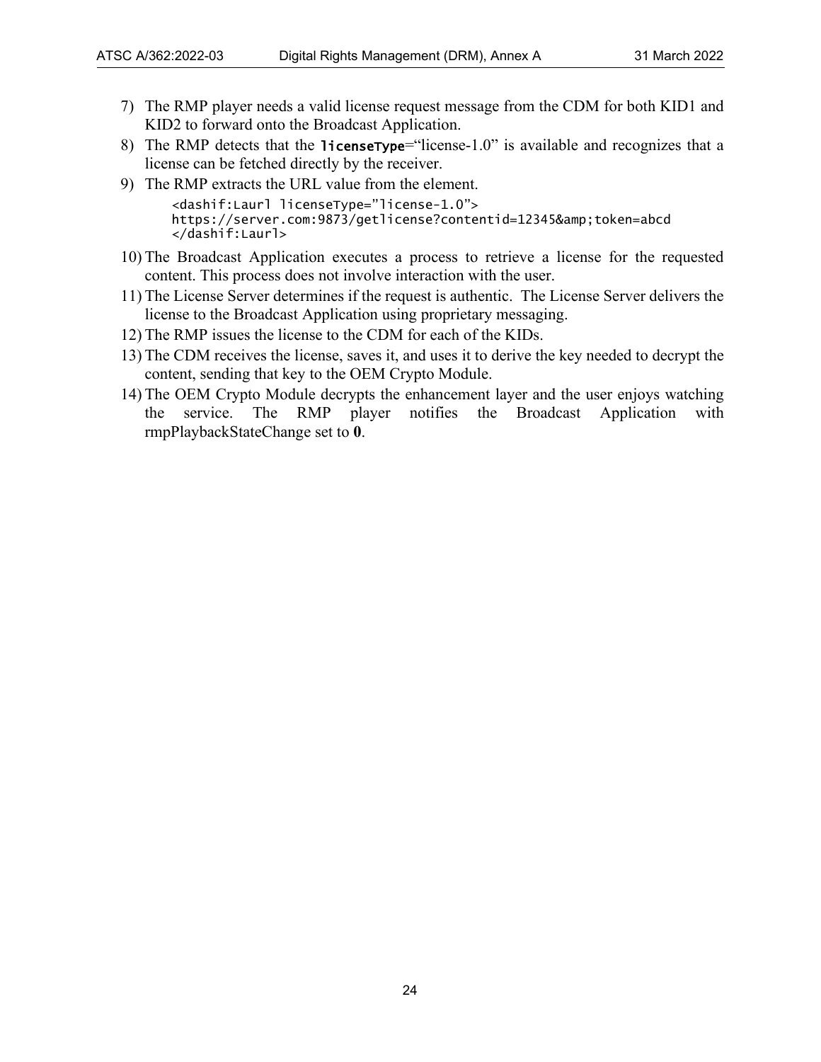7) The RMP player needs a valid license request message from the CDM for both KID1 and KID2 to forward onto the Broadcast Application.
8) The RMP detects that the `licenseType`="license-1.0" is available and recognizes that a license can be fetched directly by the receiver.
9) The RMP extracts the URL value from the element.

```
<dashif:Laurl licenseType="license-1.0">
https://server.com:9873/getlicense?contentid=12345&amp;token=abcd
</dashif:Laurl>
```

10) The Broadcast Application executes a process to retrieve a license for the requested content. This process does not involve interaction with the user.
11) The License Server determines if the request is authentic. The License Server delivers the license to the Broadcast Application using proprietary messaging.
12) The RMP issues the license to the CDM for each of the KIDs.
13) The CDM receives the license, saves it, and uses it to derive the key needed to decrypt the content, sending that key to the OEM Crypto Module.
14) The OEM Crypto Module decrypts the enhancement layer and the user enjoys watching the service. The RMP player notifies the Broadcast Application with rmpPlaybackStateChange set to **0**.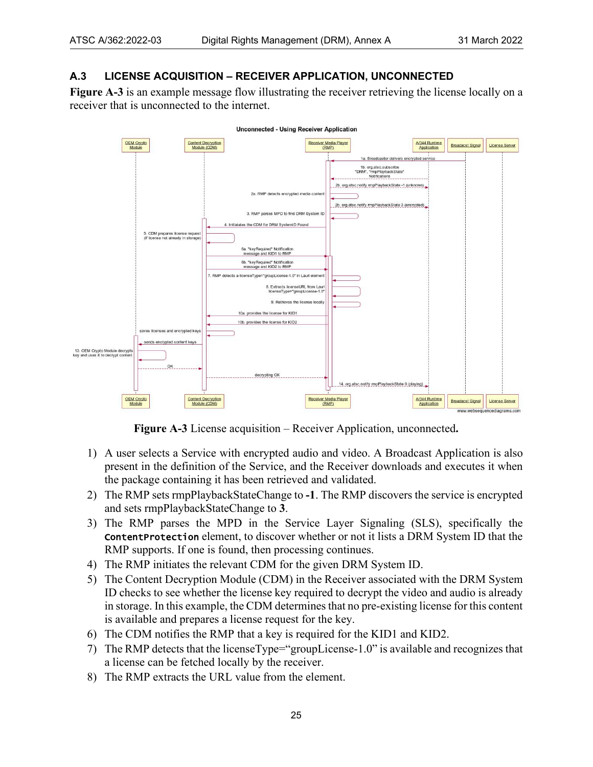## A.3 LICENSE ACQUISITION – RECEIVER APPLICATION, UNCONNECTED

**Figure A-3** is an example message flow illustrating the receiver retrieving the license locally on a receiver that is unconnected to the internet.

**Figure A-3** License acquisition – Receiver Application, unconnected**.**

1) A user selects a Service with encrypted audio and video. A Broadcast Application is also present in the definition of the Service, and the Receiver downloads and executes it when the package containing it has been retrieved and validated.
2) The RMP sets rmpPlaybackStateChange to **-1**. The RMP discovers the service is encrypted and sets rmpPlaybackStateChange to **3**.
3) The RMP parses the MPD in the Service Layer Signaling (SLS), specifically the `ContentProtection` element, to discover whether or not it lists a DRM System ID that the RMP supports. If one is found, then processing continues.
4) The RMP initiates the relevant CDM for the given DRM System ID.
5) The Content Decryption Module (CDM) in the Receiver associated with the DRM System ID checks to see whether the license key required to decrypt the video and audio is already in storage. In this example, the CDM determines that no pre-existing license for this content is available and prepares a license request for the key.
6) The CDM notifies the RMP that a key is required for the KID1 and KID2.
7) The RMP detects that the licenseType="groupLicense-1.0" is available and recognizes that a license can be fetched locally by the receiver.
8) The RMP extracts the URL value from the element.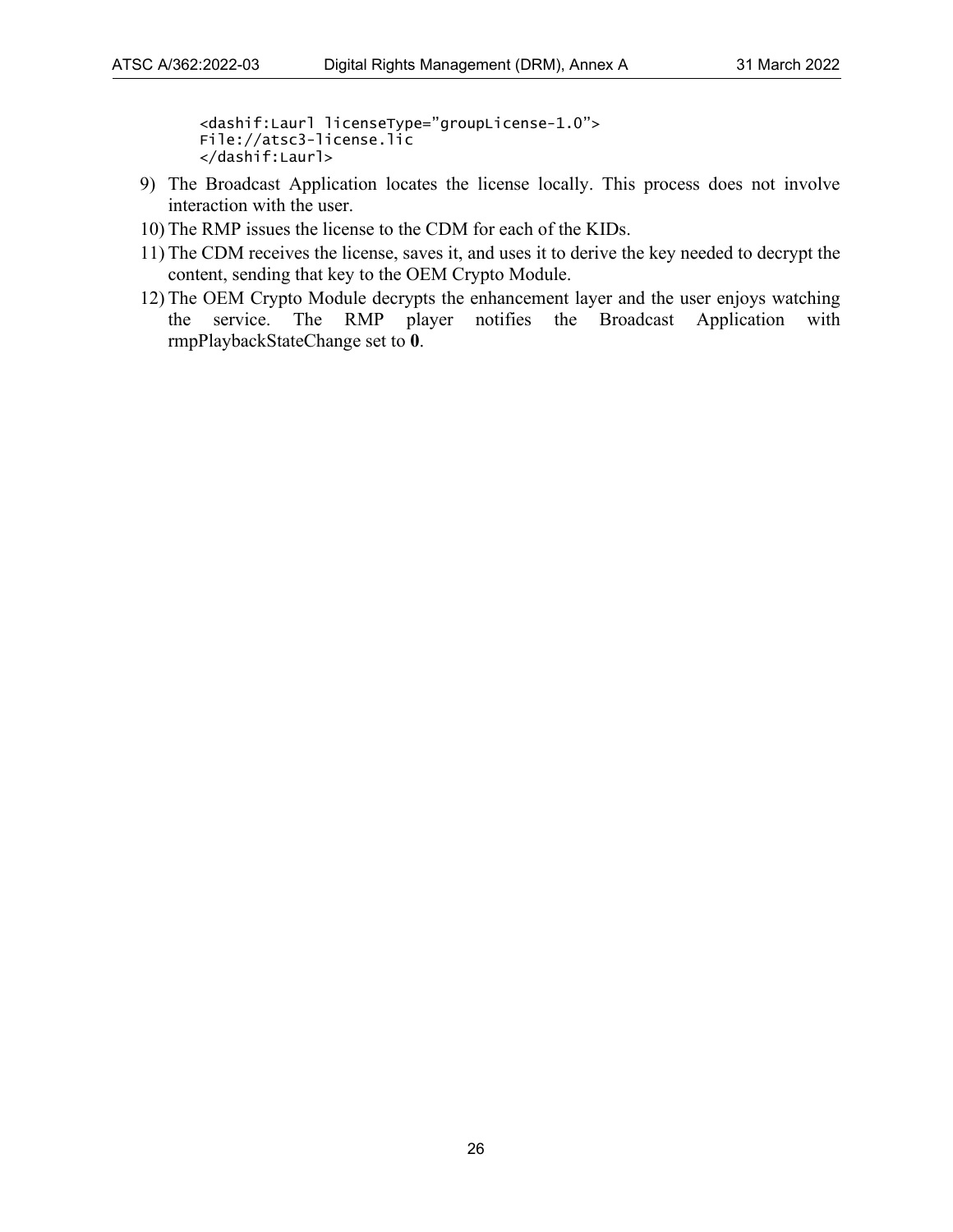```
<dashif:Laurl licenseType="groupLicense-1.0">
File://atsc3-license.lic
</dashif:Laurl>
```

9) The Broadcast Application locates the license locally. This process does not involve interaction with the user.
10) The RMP issues the license to the CDM for each of the KIDs.
11) The CDM receives the license, saves it, and uses it to derive the key needed to decrypt the content, sending that key to the OEM Crypto Module.
12) The OEM Crypto Module decrypts the enhancement layer and the user enjoys watching the service. The RMP player notifies the Broadcast Application with rmpPlaybackStateChange set to **0**.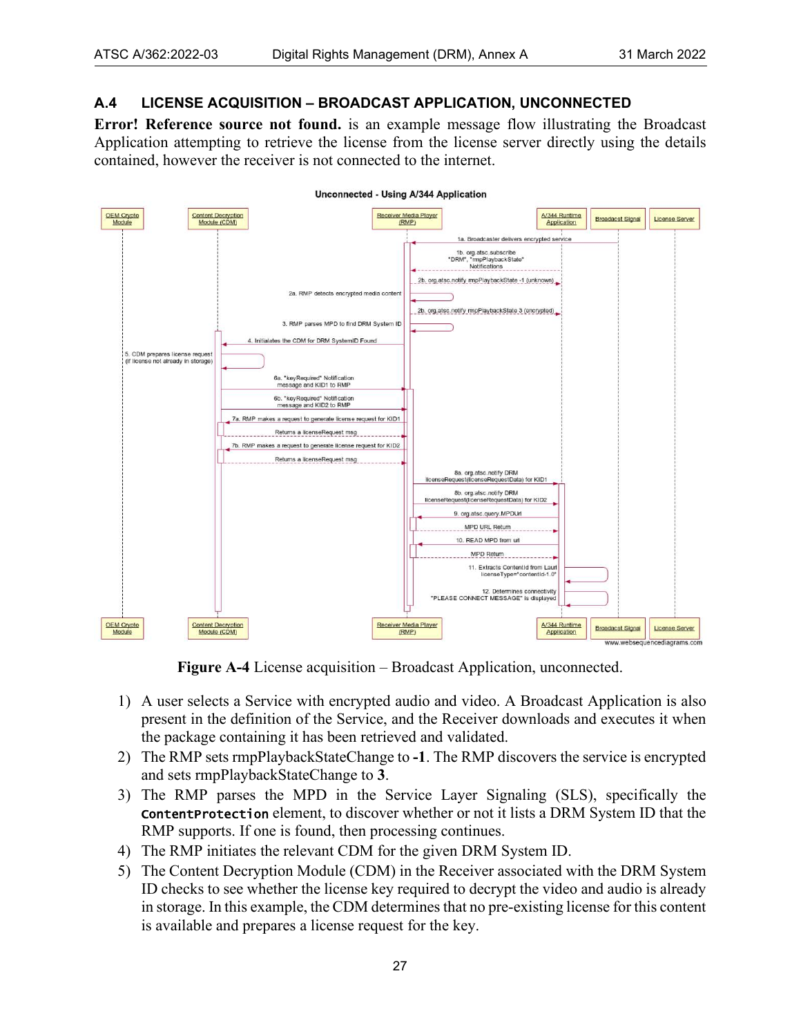## A.4 LICENSE ACQUISITION – BROADCAST APPLICATION, UNCONNECTED

**Error! Reference source not found.** is an example message flow illustrating the Broadcast Application attempting to retrieve the license from the license server directly using the details contained, however the receiver is not connected to the internet.

**Figure A-4** License acquisition – Broadcast Application, unconnected.

1) A user selects a Service with encrypted audio and video. A Broadcast Application is also present in the definition of the Service, and the Receiver downloads and executes it when the package containing it has been retrieved and validated.
2) The RMP sets rmpPlaybackStateChange to **-1**. The RMP discovers the service is encrypted and sets rmpPlaybackStateChange to **3**.
3) The RMP parses the MPD in the Service Layer Signaling (SLS), specifically the `ContentProtection` element, to discover whether or not it lists a DRM System ID that the RMP supports. If one is found, then processing continues.
4) The RMP initiates the relevant CDM for the given DRM System ID.
5) The Content Decryption Module (CDM) in the Receiver associated with the DRM System ID checks to see whether the license key required to decrypt the video and audio is already in storage. In this example, the CDM determines that no pre-existing license for this content is available and prepares a license request for the key.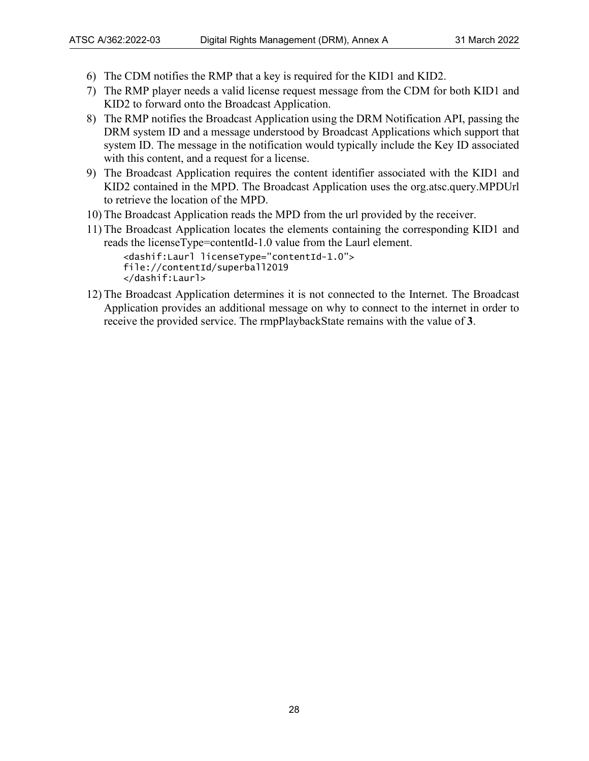6) The CDM notifies the RMP that a key is required for the KID1 and KID2.
7) The RMP player needs a valid license request message from the CDM for both KID1 and KID2 to forward onto the Broadcast Application.
8) The RMP notifies the Broadcast Application using the DRM Notification API, passing the DRM system ID and a message understood by Broadcast Applications which support that system ID. The message in the notification would typically include the Key ID associated with this content, and a request for a license.
9) The Broadcast Application requires the content identifier associated with the KID1 and KID2 contained in the MPD. The Broadcast Application uses the org.atsc.query.MPDUrl to retrieve the location of the MPD.
10) The Broadcast Application reads the MPD from the url provided by the receiver.
11) The Broadcast Application locates the elements containing the corresponding KID1 and reads the licenseType=contentId-1.0 value from the Laurl element.

```
<dashif:Laurl licenseType="contentId-1.0">
file://contentId/superball2019
</dashif:Laurl>
```

12) The Broadcast Application determines it is not connected to the Internet. The Broadcast Application provides an additional message on why to connect to the internet in order to receive the provided service. The rmpPlaybackState remains with the value of **3**.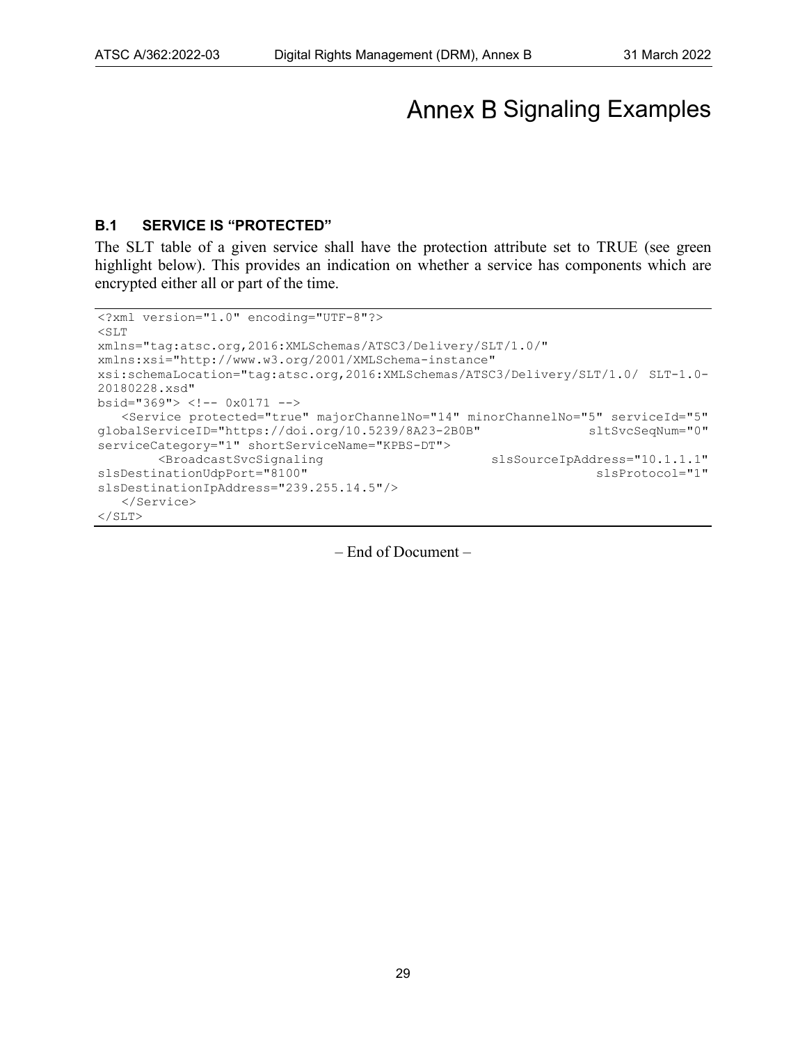# Annex B Signaling Examples

## B.1 SERVICE IS "PROTECTED"

The SLT table of a given service shall have the protection attribute set to TRUE (see green highlight below). This provides an indication on whether a service has components which are encrypted either all or part of the time.

```
<?xml version="1.0" encoding="UTF-8"?>
<SLT
xmlns="tag:atsc.org,2016:XMLSchemas/ATSC3/Delivery/SLT/1.0/"
xmlns:xsi="http://www.w3.org/2001/XMLSchema-instance"
xsi:schemaLocation="tag:atsc.org,2016:XMLSchemas/ATSC3/Delivery/SLT/1.0/ SLT-1.0-20180228.xsd"
bsid="369"> <!-- 0x0171 -->
   <Service protected="true" majorChannelNo="14" minorChannelNo="5" serviceId="5"
globalServiceID="https://doi.org/10.5239/8A23-2B0B" sltSvcSeqNum="0"
serviceCategory="1" shortServiceName="KPBS-DT">
       <BroadcastSvcSignaling slsSourceIpAddress="10.1.1.1"
slsDestinationUdpPort="8100" slsProtocol="1"
slsDestinationIpAddress="239.255.14.5"/>
   </Service>
</SLT>
```

– End of Document –